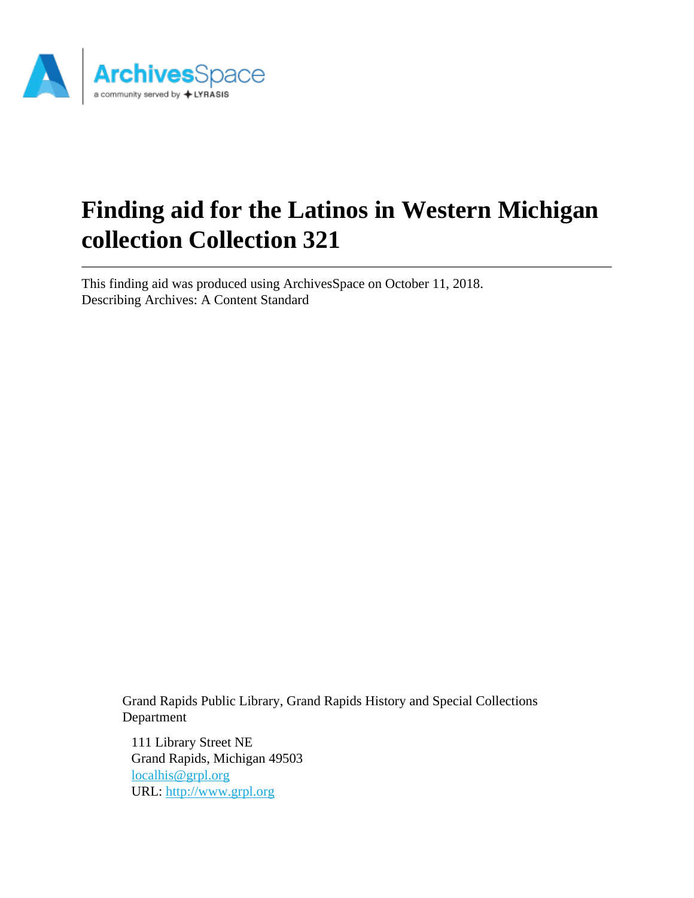# Finding aid for the Latinos in Western Michigan collection Collection 321

This finding aid was produced using ArchivesSpace on October 11, 2018.
Describing Archives: A Content Standard

Grand Rapids Public Library, Grand Rapids History and Special Collections Department

111 Library Street NE
Grand Rapids, Michigan 49503
localhis@grpl.org
URL: http://www.grpl.org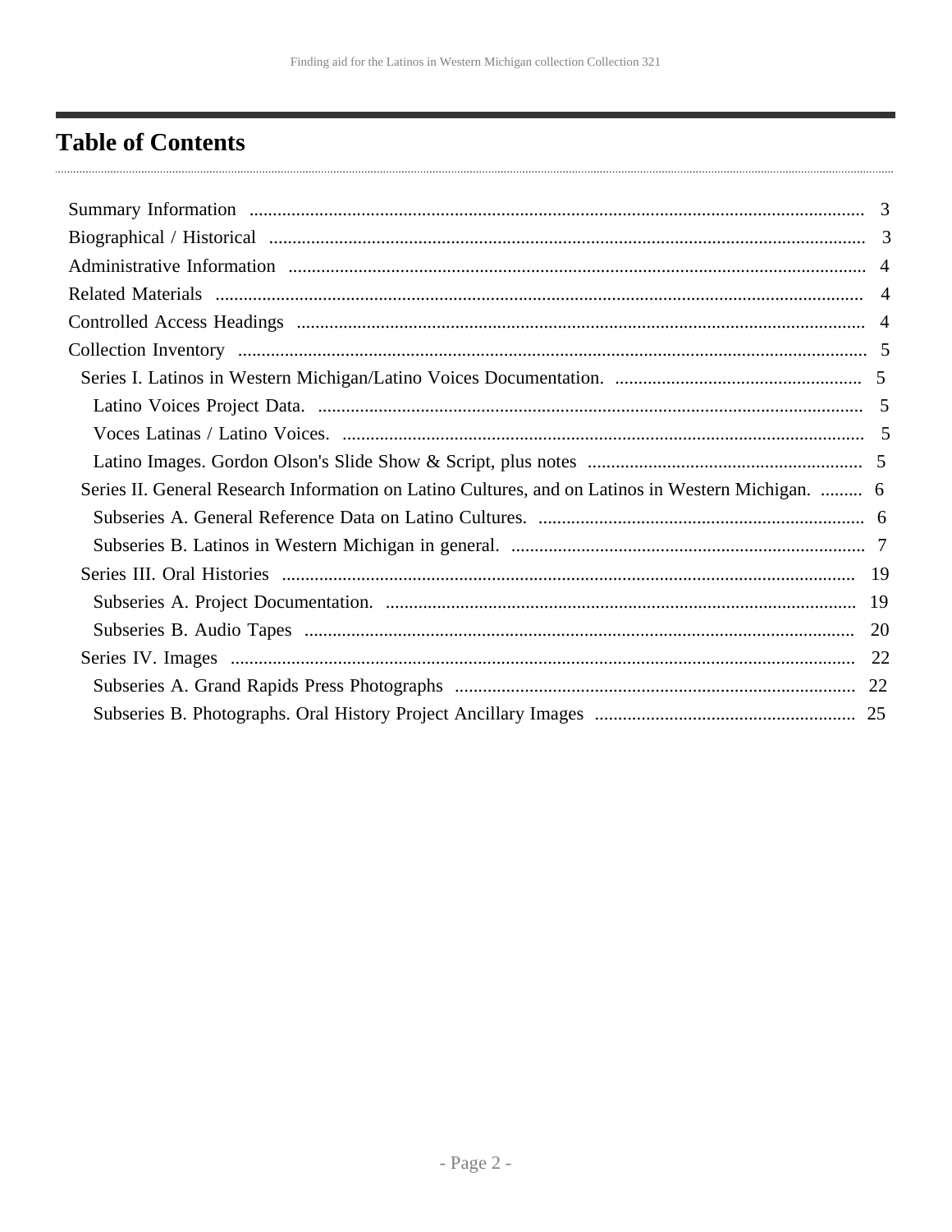# Table of Contents

- Summary Information ..... 3
- Biographical / Historical ..... 3
- Administrative Information ..... 4
- Related Materials ..... 4
- Controlled Access Headings ..... 4
- Collection Inventory ..... 5
  - Series I. Latinos in Western Michigan/Latino Voices Documentation. ..... 5
    - Latino Voices Project Data. ..... 5
    - Voces Latinas / Latino Voices. ..... 5
    - Latino Images. Gordon Olson's Slide Show & Script, plus notes ..... 5
  - Series II. General Research Information on Latino Cultures, and on Latinos in Western Michigan. ..... 6
    - Subseries A. General Reference Data on Latino Cultures. ..... 6
    - Subseries B. Latinos in Western Michigan in general. ..... 7
  - Series III. Oral Histories ..... 19
    - Subseries A. Project Documentation. ..... 19
    - Subseries B. Audio Tapes ..... 20
  - Series IV. Images ..... 22
    - Subseries A. Grand Rapids Press Photographs ..... 22
    - Subseries B. Photographs. Oral History Project Ancillary Images ..... 25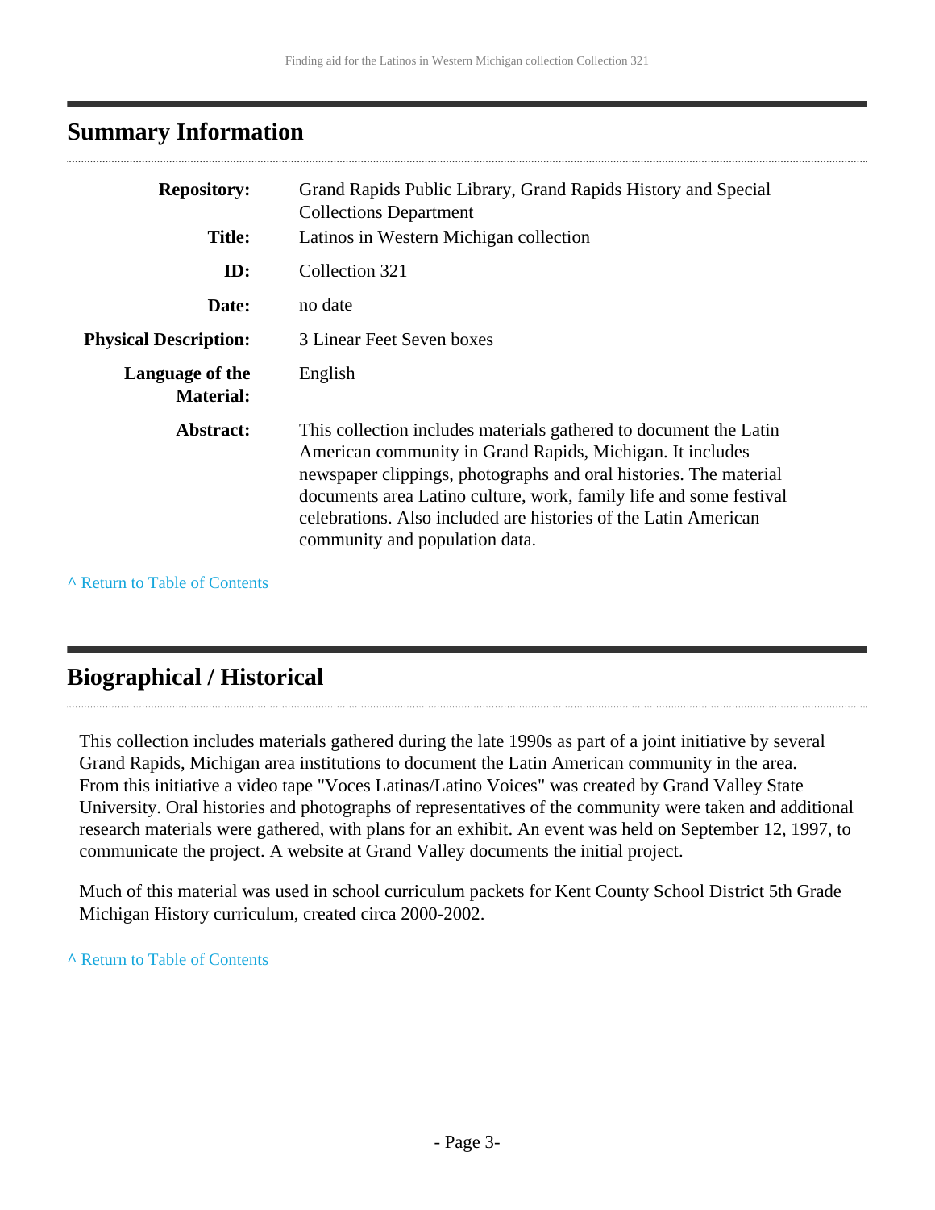## Summary Information

| | |
|---|---|
| **Repository:** | Grand Rapids Public Library, Grand Rapids History and Special Collections Department |
| **Title:** | Latinos in Western Michigan collection |
| **ID:** | Collection 321 |
| **Date:** | no date |
| **Physical Description:** | 3 Linear Feet Seven boxes |
| **Language of the Material:** | English |
| **Abstract:** | This collection includes materials gathered to document the Latin American community in Grand Rapids, Michigan. It includes newspaper clippings, photographs and oral histories. The material documents area Latino culture, work, family life and some festival celebrations. Also included are histories of the Latin American community and population data. |

^ Return to Table of Contents

## Biographical / Historical

This collection includes materials gathered during the late 1990s as part of a joint initiative by several Grand Rapids, Michigan area institutions to document the Latin American community in the area. From this initiative a video tape "Voces Latinas/Latino Voices" was created by Grand Valley State University. Oral histories and photographs of representatives of the community were taken and additional research materials were gathered, with plans for an exhibit. An event was held on September 12, 1997, to communicate the project. A website at Grand Valley documents the initial project.

Much of this material was used in school curriculum packets for Kent County School District 5th Grade Michigan History curriculum, created circa 2000-2002.

^ Return to Table of Contents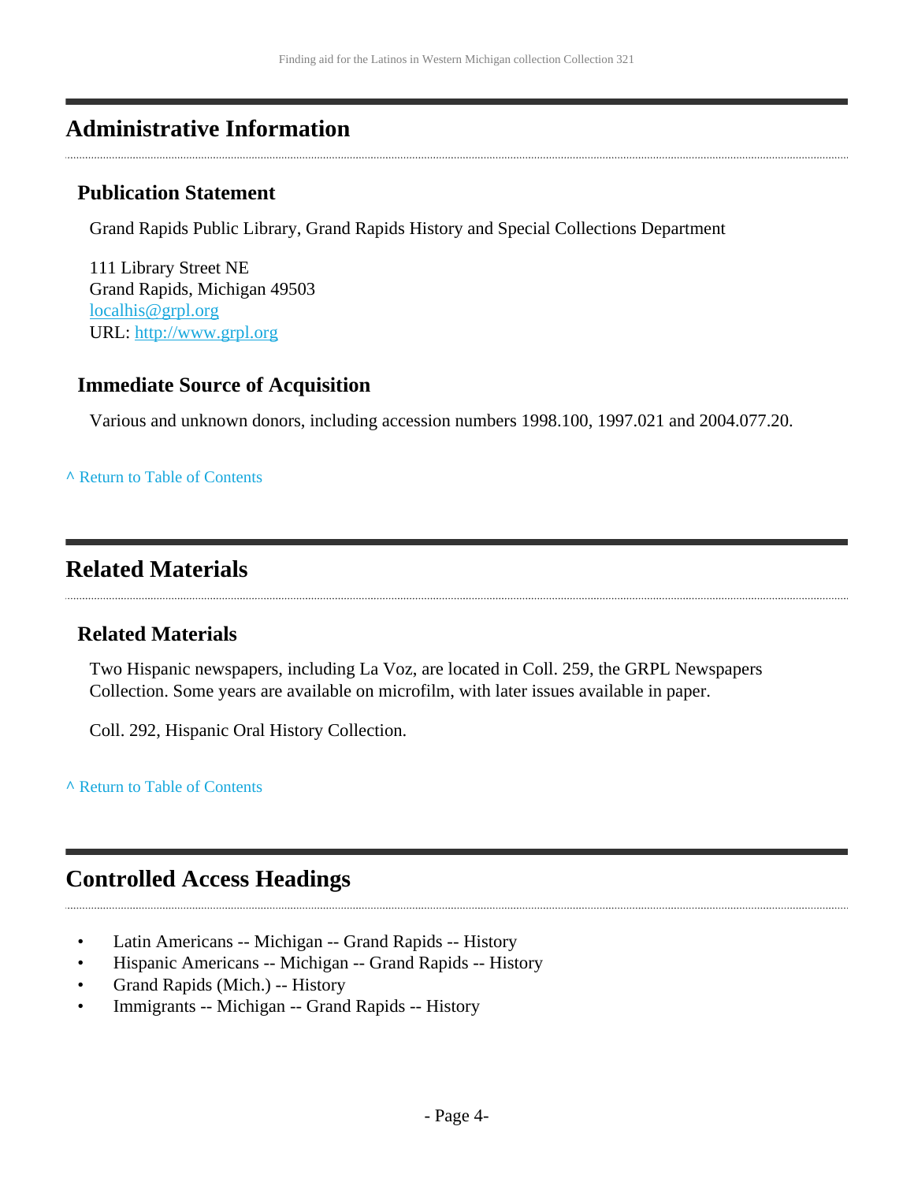## Administrative Information

### Publication Statement

Grand Rapids Public Library, Grand Rapids History and Special Collections Department

111 Library Street NE
Grand Rapids, Michigan 49503
localhis@grpl.org
URL: http://www.grpl.org

### Immediate Source of Acquisition

Various and unknown donors, including accession numbers 1998.100, 1997.021 and 2004.077.20.

^ Return to Table of Contents

## Related Materials

### Related Materials

Two Hispanic newspapers, including La Voz, are located in Coll. 259, the GRPL Newspapers Collection. Some years are available on microfilm, with later issues available in paper.

Coll. 292, Hispanic Oral History Collection.

^ Return to Table of Contents

## Controlled Access Headings

- Latin Americans -- Michigan -- Grand Rapids -- History
- Hispanic Americans -- Michigan -- Grand Rapids -- History
- Grand Rapids (Mich.) -- History
- Immigrants -- Michigan -- Grand Rapids -- History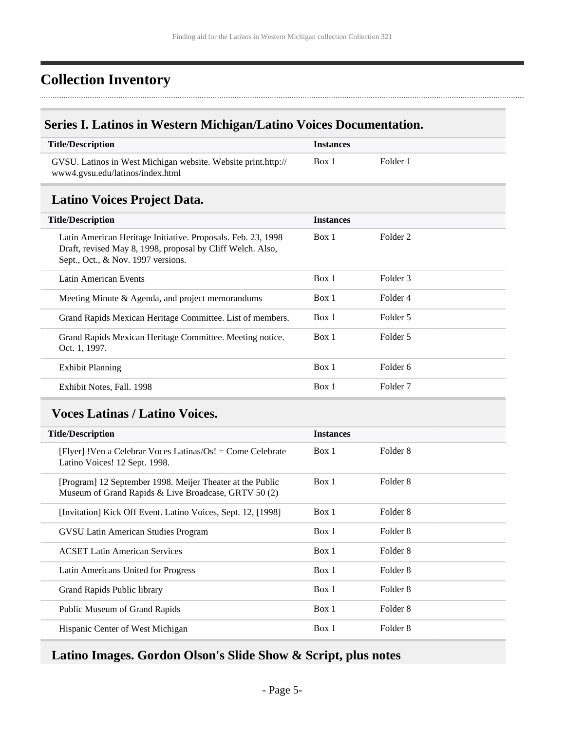## Collection Inventory

### Series I. Latinos in Western Michigan/Latino Voices Documentation.

| Title/Description | Instances | |
|---|---|---|
| GVSU. Latinos in West Michigan website. Website print.http://www4.gvsu.edu/latinos/index.html | Box 1 | Folder 1 |

#### Latino Voices Project Data.

| Title/Description | Instances | |
|---|---|---|
| Latin American Heritage Initiative. Proposals. Feb. 23, 1998 Draft, revised May 8, 1998, proposal by Cliff Welch. Also, Sept., Oct., & Nov. 1997 versions. | Box 1 | Folder 2 |
| Latin American Events | Box 1 | Folder 3 |
| Meeting Minute & Agenda, and project memorandums | Box 1 | Folder 4 |
| Grand Rapids Mexican Heritage Committee. List of members. | Box 1 | Folder 5 |
| Grand Rapids Mexican Heritage Committee. Meeting notice. Oct. 1, 1997. | Box 1 | Folder 5 |
| Exhibit Planning | Box 1 | Folder 6 |
| Exhibit Notes, Fall. 1998 | Box 1 | Folder 7 |

#### Voces Latinas / Latino Voices.

| Title/Description | Instances | |
|---|---|---|
| [Flyer] !Ven a Celebrar Voces Latinas/Os! = Come Celebrate Latino Voices! 12 Sept. 1998. | Box 1 | Folder 8 |
| [Program] 12 September 1998. Meijer Theater at the Public Museum of Grand Rapids & Live Broadcase, GRTV 50 (2) | Box 1 | Folder 8 |
| [Invitation] Kick Off Event. Latino Voices, Sept. 12, [1998] | Box 1 | Folder 8 |
| GVSU Latin American Studies Program | Box 1 | Folder 8 |
| ACSET Latin American Services | Box 1 | Folder 8 |
| Latin Americans United for Progress | Box 1 | Folder 8 |
| Grand Rapids Public library | Box 1 | Folder 8 |
| Public Museum of Grand Rapids | Box 1 | Folder 8 |
| Hispanic Center of West Michigan | Box 1 | Folder 8 |

#### Latino Images. Gordon Olson's Slide Show & Script, plus notes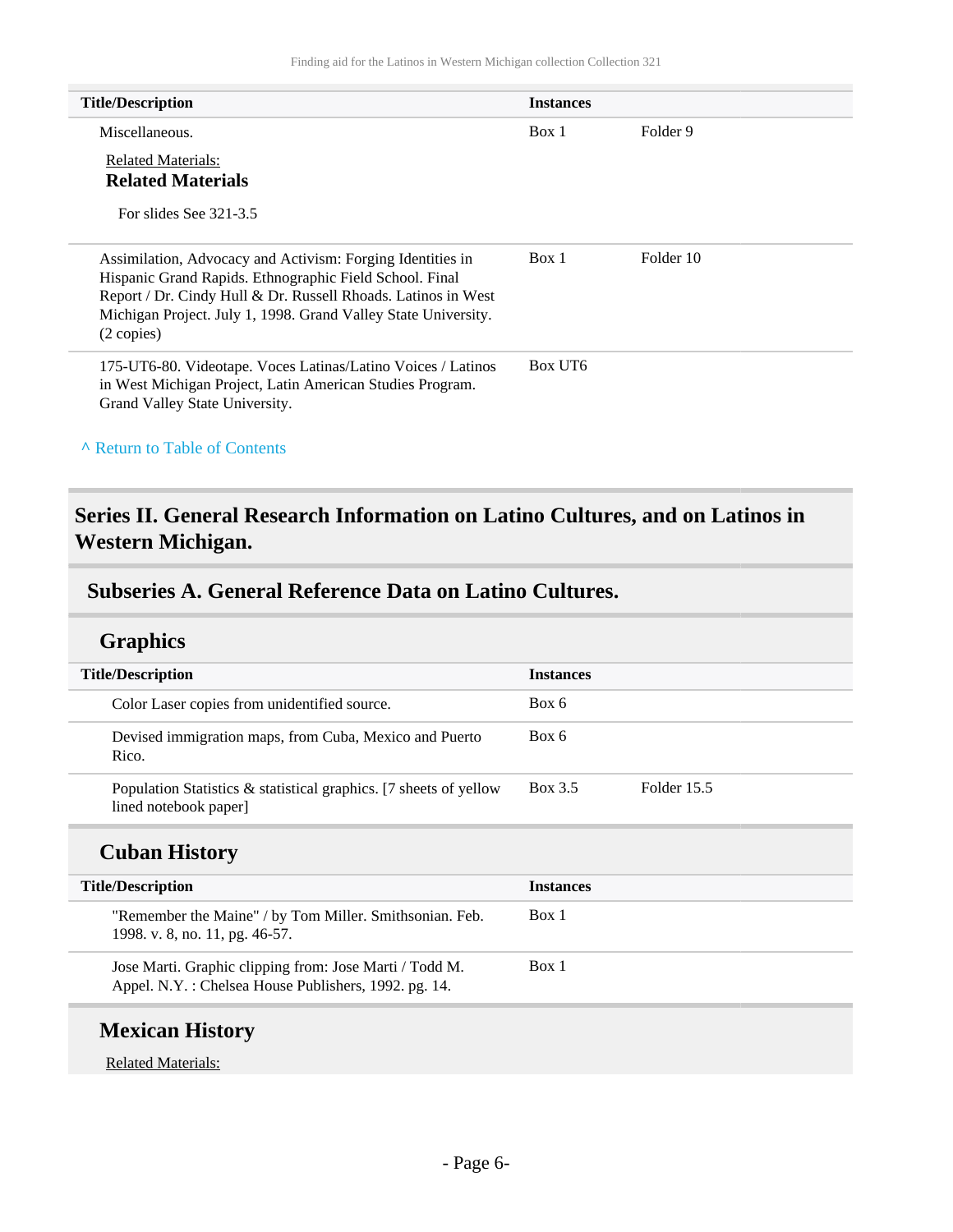| Title/Description | Instances | |
|---|---|---|
| Miscellaneous.<br><br>Related Materials:<br>**Related Materials**<br><br>For slides See 321-3.5 | Box 1 | Folder 9 |
| Assimilation, Advocacy and Activism: Forging Identities in Hispanic Grand Rapids. Ethnographic Field School. Final Report / Dr. Cindy Hull & Dr. Russell Rhoads. Latinos in West Michigan Project. July 1, 1998. Grand Valley State University. (2 copies) | Box 1 | Folder 10 |
| 175-UT6-80. Videotape. Voces Latinas/Latino Voices / Latinos in West Michigan Project, Latin American Studies Program. Grand Valley State University. | Box UT6 | |

^ Return to Table of Contents

## Series II. General Research Information on Latino Cultures, and on Latinos in Western Michigan.

### Subseries A. General Reference Data on Latino Cultures.

#### Graphics

| Title/Description | Instances | |
|---|---|---|
| Color Laser copies from unidentified source. | Box 6 | |
| Devised immigration maps, from Cuba, Mexico and Puerto Rico. | Box 6 | |
| Population Statistics & statistical graphics. [7 sheets of yellow lined notebook paper] | Box 3.5 | Folder 15.5 |

#### Cuban History

| Title/Description | Instances |
|---|---|
| "Remember the Maine" / by Tom Miller. Smithsonian. Feb. 1998. v. 8, no. 11, pg. 46-57. | Box 1 |
| Jose Marti. Graphic clipping from: Jose Marti / Todd M. Appel. N.Y. : Chelsea House Publishers, 1992. pg. 14. | Box 1 |

#### Mexican History

Related Materials: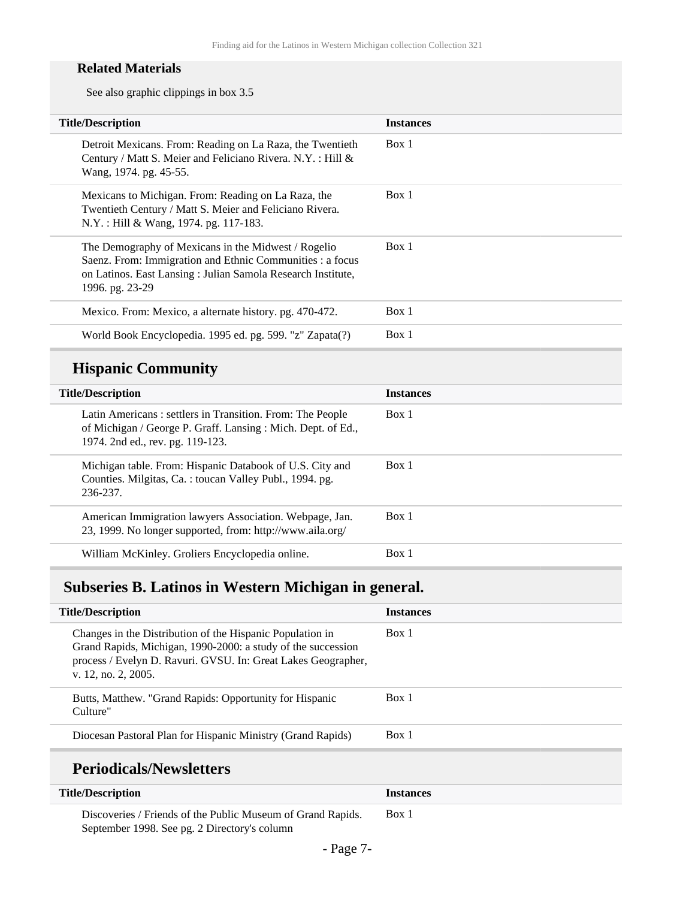#### Related Materials

See also graphic clippings in box 3.5

| Title/Description | Instances |
| --- | --- |
| Detroit Mexicans. From: Reading on La Raza, the Twentieth Century / Matt S. Meier and Feliciano Rivera. N.Y. : Hill & Wang, 1974. pg. 45-55. | Box 1 |
| Mexicans to Michigan. From: Reading on La Raza, the Twentieth Century / Matt S. Meier and Feliciano Rivera. N.Y. : Hill & Wang, 1974. pg. 117-183. | Box 1 |
| The Demography of Mexicans in the Midwest / Rogelio Saenz. From: Immigration and Ethnic Communities : a focus on Latinos. East Lansing : Julian Samola Research Institute, 1996. pg. 23-29 | Box 1 |
| Mexico. From: Mexico, a alternate history. pg. 470-472. | Box 1 |
| World Book Encyclopedia. 1995 ed. pg. 599. "z" Zapata(?) | Box 1 |

### Hispanic Community

| Title/Description | Instances |
| --- | --- |
| Latin Americans : settlers in Transition. From: The People of Michigan / George P. Graff. Lansing : Mich. Dept. of Ed., 1974. 2nd ed., rev. pg. 119-123. | Box 1 |
| Michigan table. From: Hispanic Databook of U.S. City and Counties. Milgitas, Ca. : toucan Valley Publ., 1994. pg. 236-237. | Box 1 |
| American Immigration lawyers Association. Webpage, Jan. 23, 1999. No longer supported, from: http://www.aila.org/ | Box 1 |
| William McKinley. Groliers Encyclopedia online. | Box 1 |

## Subseries B. Latinos in Western Michigan in general.

| Title/Description | Instances |
| --- | --- |
| Changes in the Distribution of the Hispanic Population in Grand Rapids, Michigan, 1990-2000: a study of the succession process / Evelyn D. Ravuri. GVSU. In: Great Lakes Geographer, v. 12, no. 2, 2005. | Box 1 |
| Butts, Matthew. "Grand Rapids: Opportunity for Hispanic Culture" | Box 1 |
| Diocesan Pastoral Plan for Hispanic Ministry (Grand Rapids) | Box 1 |

### Periodicals/Newsletters

| Title/Description | Instances |
| --- | --- |
| Discoveries / Friends of the Public Museum of Grand Rapids. September 1998. See pg. 2 Directory's column | Box 1 |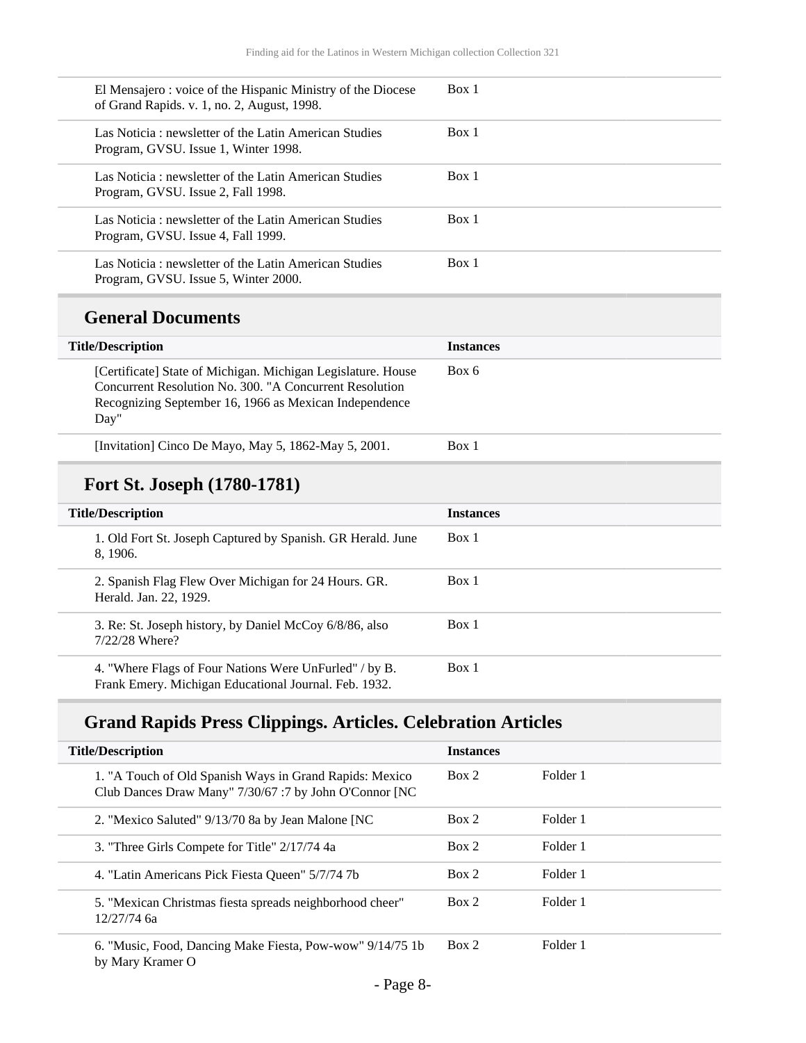| | |
|---|---|
| El Mensajero : voice of the Hispanic Ministry of the Diocese of Grand Rapids. v. 1, no. 2, August, 1998. | Box 1 |
| Las Noticia : newsletter of the Latin American Studies Program, GVSU. Issue 1, Winter 1998. | Box 1 |
| Las Noticia : newsletter of the Latin American Studies Program, GVSU. Issue 2, Fall 1998. | Box 1 |
| Las Noticia : newsletter of the Latin American Studies Program, GVSU. Issue 4, Fall 1999. | Box 1 |
| Las Noticia : newsletter of the Latin American Studies Program, GVSU. Issue 5, Winter 2000. | Box 1 |

## General Documents

| Title/Description | Instances |
|---|---|
| [Certificate] State of Michigan. Michigan Legislature. House Concurrent Resolution No. 300. "A Concurrent Resolution Recognizing September 16, 1966 as Mexican Independence Day" | Box 6 |
| [Invitation] Cinco De Mayo, May 5, 1862-May 5, 2001. | Box 1 |

## Fort St. Joseph (1780-1781)

| Title/Description | Instances |
|---|---|
| 1. Old Fort St. Joseph Captured by Spanish. GR Herald. June 8, 1906. | Box 1 |
| 2. Spanish Flag Flew Over Michigan for 24 Hours. GR. Herald. Jan. 22, 1929. | Box 1 |
| 3. Re: St. Joseph history, by Daniel McCoy 6/8/86, also 7/22/28 Where? | Box 1 |
| 4. "Where Flags of Four Nations Were UnFurled" / by B. Frank Emery. Michigan Educational Journal. Feb. 1932. | Box 1 |

## Grand Rapids Press Clippings. Articles. Celebration Articles

| Title/Description | Instances | |
|---|---|---|
| 1. "A Touch of Old Spanish Ways in Grand Rapids: Mexico Club Dances Draw Many" 7/30/67 :7 by John O'Connor [NC | Box 2 | Folder 1 |
| 2. "Mexico Saluted" 9/13/70 8a by Jean Malone [NC | Box 2 | Folder 1 |
| 3. "Three Girls Compete for Title" 2/17/74 4a | Box 2 | Folder 1 |
| 4. "Latin Americans Pick Fiesta Queen" 5/7/74 7b | Box 2 | Folder 1 |
| 5. "Mexican Christmas fiesta spreads neighborhood cheer" 12/27/74 6a | Box 2 | Folder 1 |
| 6. "Music, Food, Dancing Make Fiesta, Pow-wow" 9/14/75 1b by Mary Kramer O | Box 2 | Folder 1 |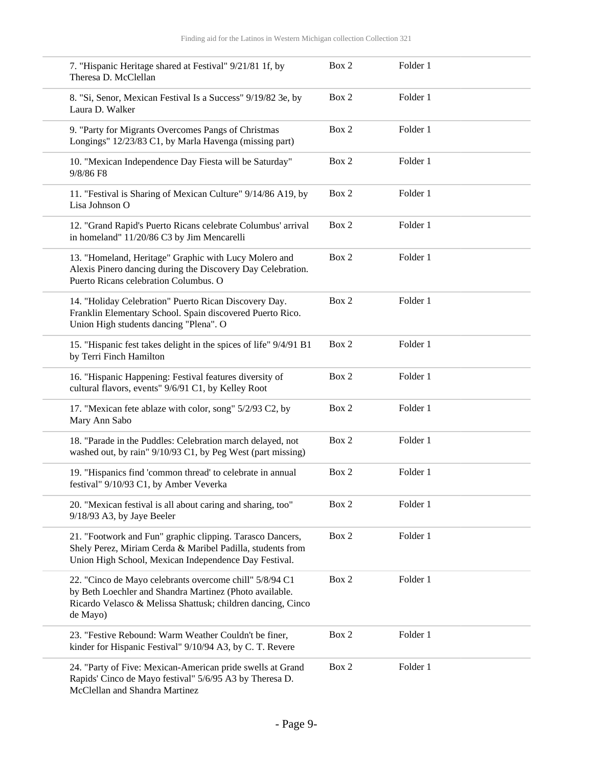| | | |
|---|---|---|
| 7. "Hispanic Heritage shared at Festival" 9/21/81 1f, by Theresa D. McClellan | Box 2 | Folder 1 |
| 8. "Si, Senor, Mexican Festival Is a Success" 9/19/82 3e, by Laura D. Walker | Box 2 | Folder 1 |
| 9. "Party for Migrants Overcomes Pangs of Christmas Longings" 12/23/83 C1, by Marla Havenga (missing part) | Box 2 | Folder 1 |
| 10. "Mexican Independence Day Fiesta will be Saturday" 9/8/86 F8 | Box 2 | Folder 1 |
| 11. "Festival is Sharing of Mexican Culture" 9/14/86 A19, by Lisa Johnson O | Box 2 | Folder 1 |
| 12. "Grand Rapid's Puerto Ricans celebrate Columbus' arrival in homeland" 11/20/86 C3 by Jim Mencarelli | Box 2 | Folder 1 |
| 13. "Homeland, Heritage" Graphic with Lucy Molero and Alexis Pinero dancing during the Discovery Day Celebration. Puerto Ricans celebration Columbus. O | Box 2 | Folder 1 |
| 14. "Holiday Celebration" Puerto Rican Discovery Day. Franklin Elementary School. Spain discovered Puerto Rico. Union High students dancing "Plena". O | Box 2 | Folder 1 |
| 15. "Hispanic fest takes delight in the spices of life" 9/4/91 B1 by Terri Finch Hamilton | Box 2 | Folder 1 |
| 16. "Hispanic Happening: Festival features diversity of cultural flavors, events" 9/6/91 C1, by Kelley Root | Box 2 | Folder 1 |
| 17. "Mexican fete ablaze with color, song" 5/2/93 C2, by Mary Ann Sabo | Box 2 | Folder 1 |
| 18. "Parade in the Puddles: Celebration march delayed, not washed out, by rain" 9/10/93 C1, by Peg West (part missing) | Box 2 | Folder 1 |
| 19. "Hispanics find 'common thread' to celebrate in annual festival" 9/10/93 C1, by Amber Veverka | Box 2 | Folder 1 |
| 20. "Mexican festival is all about caring and sharing, too" 9/18/93 A3, by Jaye Beeler | Box 2 | Folder 1 |
| 21. "Footwork and Fun" graphic clipping. Tarasco Dancers, Shely Perez, Miriam Cerda & Maribel Padilla, students from Union High School, Mexican Independence Day Festival. | Box 2 | Folder 1 |
| 22. "Cinco de Mayo celebrants overcome chill" 5/8/94 C1 by Beth Loechler and Shandra Martinez (Photo available. Ricardo Velasco & Melissa Shattusk; children dancing, Cinco de Mayo) | Box 2 | Folder 1 |
| 23. "Festive Rebound: Warm Weather Couldn't be finer, kinder for Hispanic Festival" 9/10/94 A3, by C. T. Revere | Box 2 | Folder 1 |
| 24. "Party of Five: Mexican-American pride swells at Grand Rapids' Cinco de Mayo festival" 5/6/95 A3 by Theresa D. McClellan and Shandra Martinez | Box 2 | Folder 1 |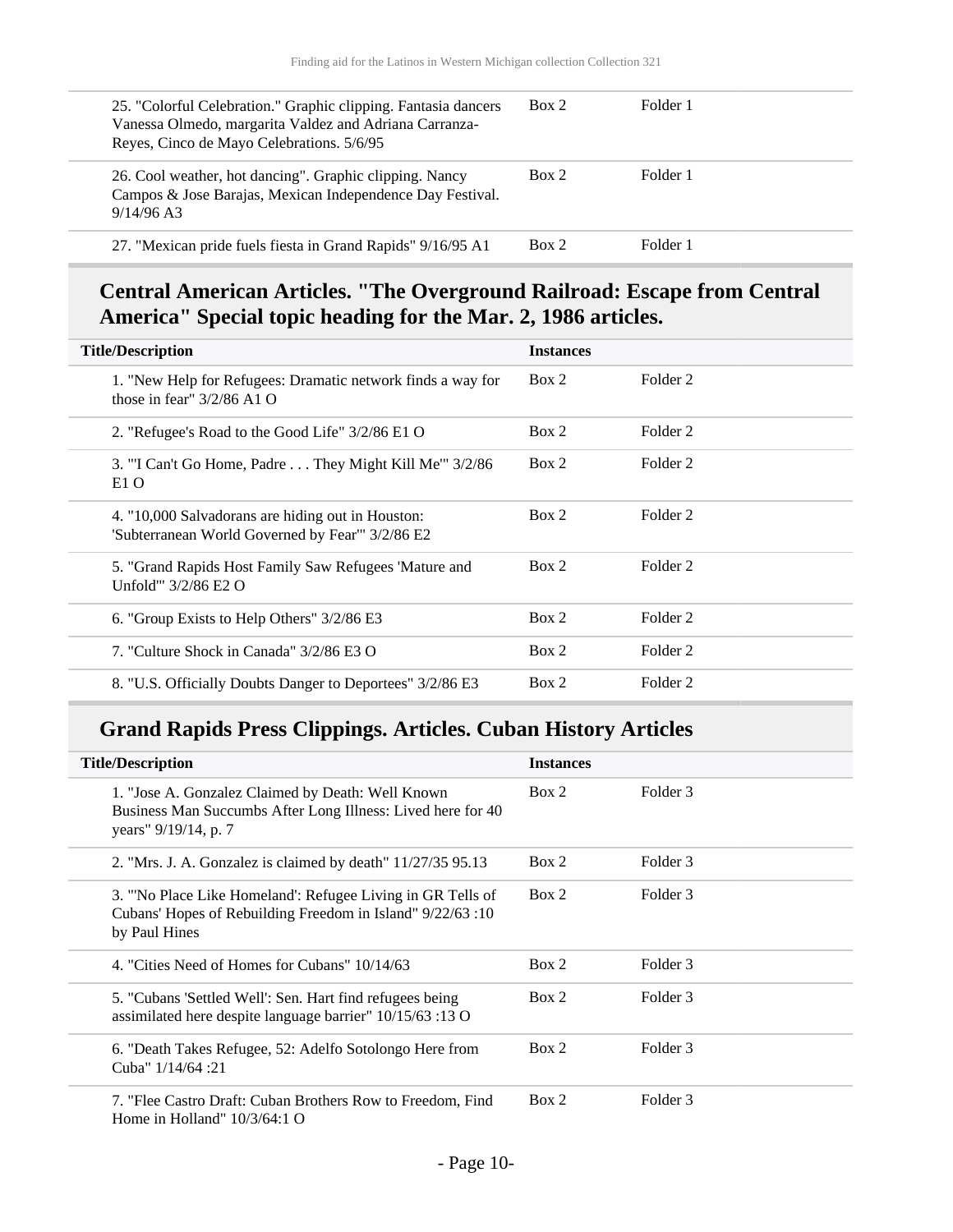| Title/Description | Instances | |
|---|---|---|
| 25. "Colorful Celebration." Graphic clipping. Fantasia dancers Vanessa Olmedo, margarita Valdez and Adriana Carranza-Reyes, Cinco de Mayo Celebrations. 5/6/95 | Box 2 | Folder 1 |
| 26. Cool weather, hot dancing". Graphic clipping. Nancy Campos & Jose Barajas, Mexican Independence Day Festival. 9/14/96 A3 | Box 2 | Folder 1 |
| 27. "Mexican pride fuels fiesta in Grand Rapids" 9/16/95 A1 | Box 2 | Folder 1 |

## Central American Articles. "The Overground Railroad: Escape from Central America" Special topic heading for the Mar. 2, 1986 articles.

| Title/Description | Instances | |
|---|---|---|
| 1. "New Help for Refugees: Dramatic network finds a way for those in fear" 3/2/86 A1 O | Box 2 | Folder 2 |
| 2. "Refugee's Road to the Good Life" 3/2/86 E1 O | Box 2 | Folder 2 |
| 3. "'I Can't Go Home, Padre . . . They Might Kill Me'" 3/2/86 E1 O | Box 2 | Folder 2 |
| 4. "10,000 Salvadorans are hiding out in Houston: 'Subterranean World Governed by Fear'" 3/2/86 E2 | Box 2 | Folder 2 |
| 5. "Grand Rapids Host Family Saw Refugees 'Mature and Unfold'" 3/2/86 E2 O | Box 2 | Folder 2 |
| 6. "Group Exists to Help Others" 3/2/86 E3 | Box 2 | Folder 2 |
| 7. "Culture Shock in Canada" 3/2/86 E3 O | Box 2 | Folder 2 |
| 8. "U.S. Officially Doubts Danger to Deportees" 3/2/86 E3 | Box 2 | Folder 2 |

## Grand Rapids Press Clippings. Articles. Cuban History Articles

| Title/Description | Instances | |
|---|---|---|
| 1. "Jose A. Gonzalez Claimed by Death: Well Known Business Man Succumbs After Long Illness: Lived here for 40 years" 9/19/14, p. 7 | Box 2 | Folder 3 |
| 2. "Mrs. J. A. Gonzalez is claimed by death" 11/27/35 95.13 | Box 2 | Folder 3 |
| 3. "'No Place Like Homeland': Refugee Living in GR Tells of Cubans' Hopes of Rebuilding Freedom in Island" 9/22/63 :10 by Paul Hines | Box 2 | Folder 3 |
| 4. "Cities Need of Homes for Cubans" 10/14/63 | Box 2 | Folder 3 |
| 5. "Cubans 'Settled Well': Sen. Hart find refugees being assimilated here despite language barrier" 10/15/63 :13 O | Box 2 | Folder 3 |
| 6. "Death Takes Refugee, 52: Adelfo Sotolongo Here from Cuba" 1/14/64 :21 | Box 2 | Folder 3 |
| 7. "Flee Castro Draft: Cuban Brothers Row to Freedom, Find Home in Holland" 10/3/64:1 O | Box 2 | Folder 3 |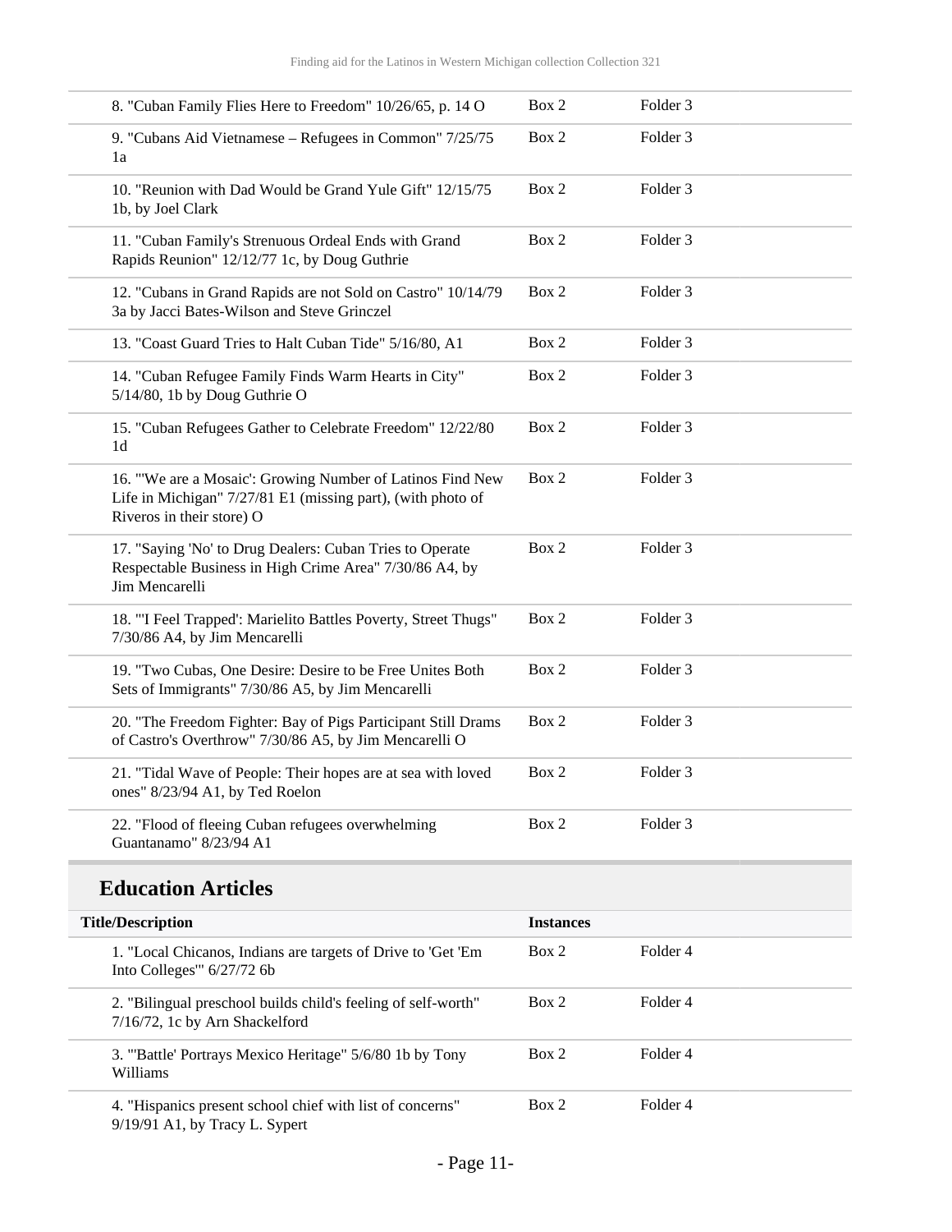| | | |
|---|---|---|
| 8. "Cuban Family Flies Here to Freedom" 10/26/65, p. 14 O | Box 2 | Folder 3 |
| 9. "Cubans Aid Vietnamese – Refugees in Common" 7/25/75 1a | Box 2 | Folder 3 |
| 10. "Reunion with Dad Would be Grand Yule Gift" 12/15/75 1b, by Joel Clark | Box 2 | Folder 3 |
| 11. "Cuban Family's Strenuous Ordeal Ends with Grand Rapids Reunion" 12/12/77 1c, by Doug Guthrie | Box 2 | Folder 3 |
| 12. "Cubans in Grand Rapids are not Sold on Castro" 10/14/79 3a by Jacci Bates-Wilson and Steve Grinczel | Box 2 | Folder 3 |
| 13. "Coast Guard Tries to Halt Cuban Tide" 5/16/80, A1 | Box 2 | Folder 3 |
| 14. "Cuban Refugee Family Finds Warm Hearts in City" 5/14/80, 1b by Doug Guthrie O | Box 2 | Folder 3 |
| 15. "Cuban Refugees Gather to Celebrate Freedom" 12/22/80 1d | Box 2 | Folder 3 |
| 16. "'We are a Mosaic': Growing Number of Latinos Find New Life in Michigan" 7/27/81 E1 (missing part), (with photo of Riveros in their store) O | Box 2 | Folder 3 |
| 17. "Saying 'No' to Drug Dealers: Cuban Tries to Operate Respectable Business in High Crime Area" 7/30/86 A4, by Jim Mencarelli | Box 2 | Folder 3 |
| 18. "'I Feel Trapped': Marielito Battles Poverty, Street Thugs" 7/30/86 A4, by Jim Mencarelli | Box 2 | Folder 3 |
| 19. "Two Cubas, One Desire: Desire to be Free Unites Both Sets of Immigrants" 7/30/86 A5, by Jim Mencarelli | Box 2 | Folder 3 |
| 20. "The Freedom Fighter: Bay of Pigs Participant Still Drams of Castro's Overthrow" 7/30/86 A5, by Jim Mencarelli O | Box 2 | Folder 3 |
| 21. "Tidal Wave of People: Their hopes are at sea with loved ones" 8/23/94 A1, by Ted Roelon | Box 2 | Folder 3 |
| 22. "Flood of fleeing Cuban refugees overwhelming Guantanamo" 8/23/94 A1 | Box 2 | Folder 3 |

## Education Articles

| Title/Description | Instances | |
|---|---|---|
| 1. "Local Chicanos, Indians are targets of Drive to 'Get 'Em Into Colleges'" 6/27/72 6b | Box 2 | Folder 4 |
| 2. "Bilingual preschool builds child's feeling of self-worth" 7/16/72, 1c by Arn Shackelford | Box 2 | Folder 4 |
| 3. "'Battle' Portrays Mexico Heritage" 5/6/80 1b by Tony Williams | Box 2 | Folder 4 |
| 4. "Hispanics present school chief with list of concerns" 9/19/91 A1, by Tracy L. Sypert | Box 2 | Folder 4 |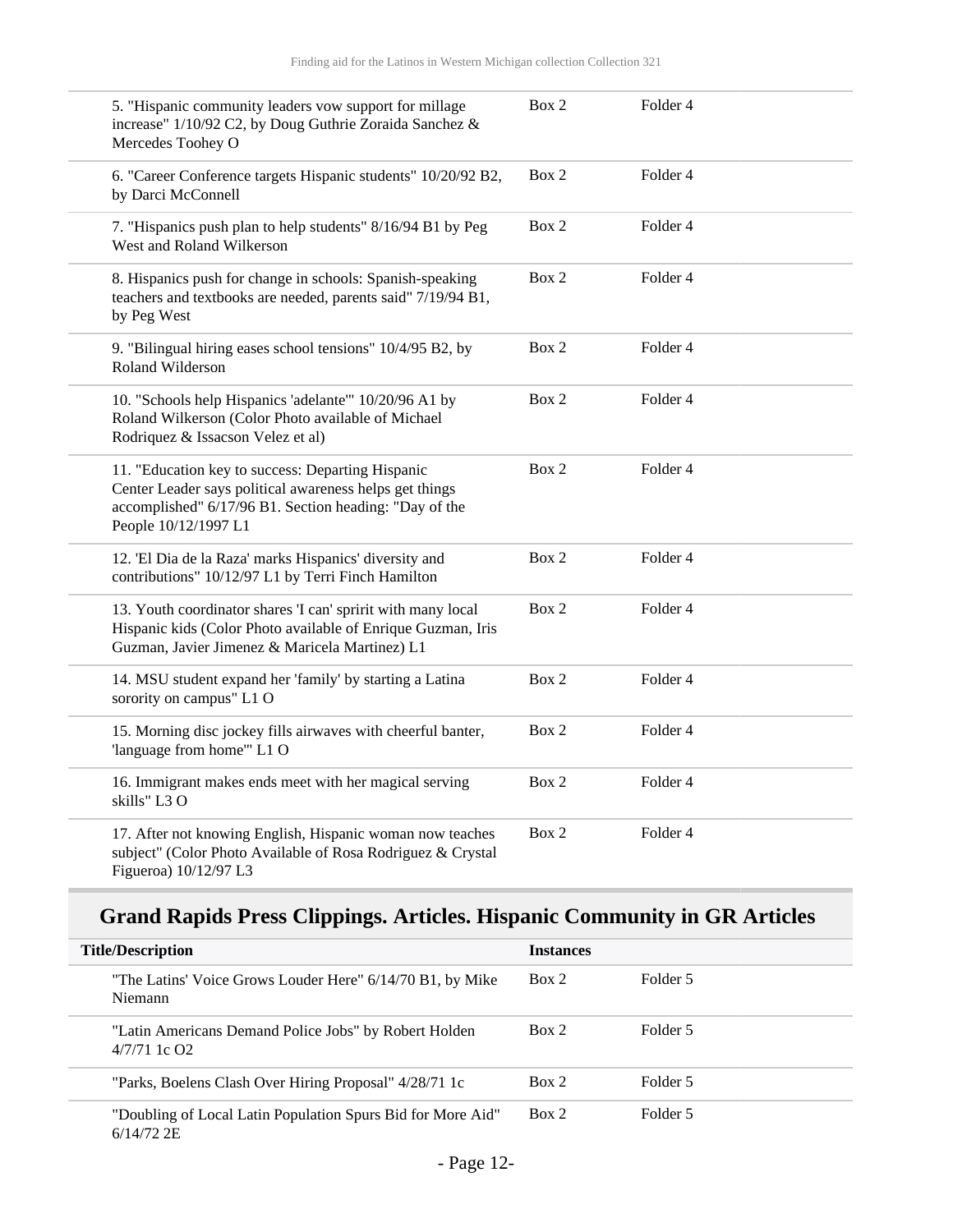| Title/Description | Instances | |
|---|---|---|
| 5. "Hispanic community leaders vow support for millage increase" 1/10/92 C2, by Doug Guthrie Zoraida Sanchez & Mercedes Toohey O | Box 2 | Folder 4 |
| 6. "Career Conference targets Hispanic students" 10/20/92 B2, by Darci McConnell | Box 2 | Folder 4 |
| 7. "Hispanics push plan to help students" 8/16/94 B1 by Peg West and Roland Wilkerson | Box 2 | Folder 4 |
| 8. Hispanics push for change in schools: Spanish-speaking teachers and textbooks are needed, parents said" 7/19/94 B1, by Peg West | Box 2 | Folder 4 |
| 9. "Bilingual hiring eases school tensions" 10/4/95 B2, by Roland Wilderson | Box 2 | Folder 4 |
| 10. "Schools help Hispanics 'adelante'" 10/20/96 A1 by Roland Wilkerson (Color Photo available of Michael Rodriquez & Issacson Velez et al) | Box 2 | Folder 4 |
| 11. "Education key to success: Departing Hispanic Center Leader says political awareness helps get things accomplished" 6/17/96 B1. Section heading: "Day of the People 10/12/1997 L1 | Box 2 | Folder 4 |
| 12. 'El Dia de la Raza' marks Hispanics' diversity and contributions" 10/12/97 L1 by Terri Finch Hamilton | Box 2 | Folder 4 |
| 13. Youth coordinator shares 'I can' spririt with many local Hispanic kids (Color Photo available of Enrique Guzman, Iris Guzman, Javier Jimenez & Maricela Martinez) L1 | Box 2 | Folder 4 |
| 14. MSU student expand her 'family' by starting a Latina sorority on campus" L1 O | Box 2 | Folder 4 |
| 15. Morning disc jockey fills airwaves with cheerful banter, 'language from home'" L1 O | Box 2 | Folder 4 |
| 16. Immigrant makes ends meet with her magical serving skills" L3 O | Box 2 | Folder 4 |
| 17. After not knowing English, Hispanic woman now teaches subject" (Color Photo Available of Rosa Rodriguez & Crystal Figueroa) 10/12/97 L3 | Box 2 | Folder 4 |

## Grand Rapids Press Clippings. Articles. Hispanic Community in GR Articles

| Title/Description | Instances | |
|---|---|---|
| "The Latins' Voice Grows Louder Here" 6/14/70 B1, by Mike Niemann | Box 2 | Folder 5 |
| "Latin Americans Demand Police Jobs" by Robert Holden 4/7/71 1c O2 | Box 2 | Folder 5 |
| "Parks, Boelens Clash Over Hiring Proposal" 4/28/71 1c | Box 2 | Folder 5 |
| "Doubling of Local Latin Population Spurs Bid for More Aid" 6/14/72 2E | Box 2 | Folder 5 |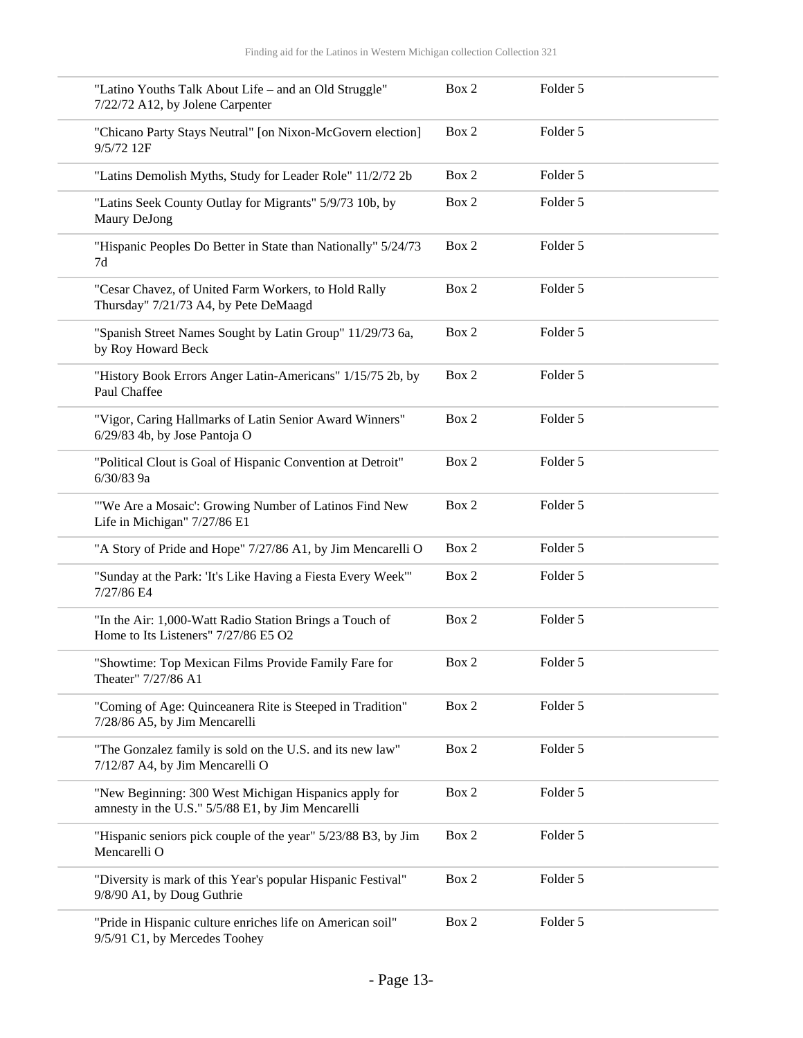| | | |
|---|---|---|
| "Latino Youths Talk About Life – and an Old Struggle" 7/22/72 A12, by Jolene Carpenter | Box 2 | Folder 5 |
| "Chicano Party Stays Neutral" [on Nixon-McGovern election] 9/5/72 12F | Box 2 | Folder 5 |
| "Latins Demolish Myths, Study for Leader Role" 11/2/72 2b | Box 2 | Folder 5 |
| "Latins Seek County Outlay for Migrants" 5/9/73 10b, by Maury DeJong | Box 2 | Folder 5 |
| "Hispanic Peoples Do Better in State than Nationally" 5/24/73 7d | Box 2 | Folder 5 |
| "Cesar Chavez, of United Farm Workers, to Hold Rally Thursday" 7/21/73 A4, by Pete DeMaagd | Box 2 | Folder 5 |
| "Spanish Street Names Sought by Latin Group" 11/29/73 6a, by Roy Howard Beck | Box 2 | Folder 5 |
| "History Book Errors Anger Latin-Americans" 1/15/75 2b, by Paul Chaffee | Box 2 | Folder 5 |
| "Vigor, Caring Hallmarks of Latin Senior Award Winners" 6/29/83 4b, by Jose Pantoja O | Box 2 | Folder 5 |
| "Political Clout is Goal of Hispanic Convention at Detroit" 6/30/83 9a | Box 2 | Folder 5 |
| "'We Are a Mosaic': Growing Number of Latinos Find New Life in Michigan" 7/27/86 E1 | Box 2 | Folder 5 |
| "A Story of Pride and Hope" 7/27/86 A1, by Jim Mencarelli O | Box 2 | Folder 5 |
| "Sunday at the Park: 'It's Like Having a Fiesta Every Week'" 7/27/86 E4 | Box 2 | Folder 5 |
| "In the Air: 1,000-Watt Radio Station Brings a Touch of Home to Its Listeners" 7/27/86 E5 O2 | Box 2 | Folder 5 |
| "Showtime: Top Mexican Films Provide Family Fare for Theater" 7/27/86 A1 | Box 2 | Folder 5 |
| "Coming of Age: Quinceanera Rite is Steeped in Tradition" 7/28/86 A5, by Jim Mencarelli | Box 2 | Folder 5 |
| "The Gonzalez family is sold on the U.S. and its new law" 7/12/87 A4, by Jim Mencarelli O | Box 2 | Folder 5 |
| "New Beginning: 300 West Michigan Hispanics apply for amnesty in the U.S." 5/5/88 E1, by Jim Mencarelli | Box 2 | Folder 5 |
| "Hispanic seniors pick couple of the year" 5/23/88 B3, by Jim Mencarelli O | Box 2 | Folder 5 |
| "Diversity is mark of this Year's popular Hispanic Festival" 9/8/90 A1, by Doug Guthrie | Box 2 | Folder 5 |
| "Pride in Hispanic culture enriches life on American soil" 9/5/91 C1, by Mercedes Toohey | Box 2 | Folder 5 |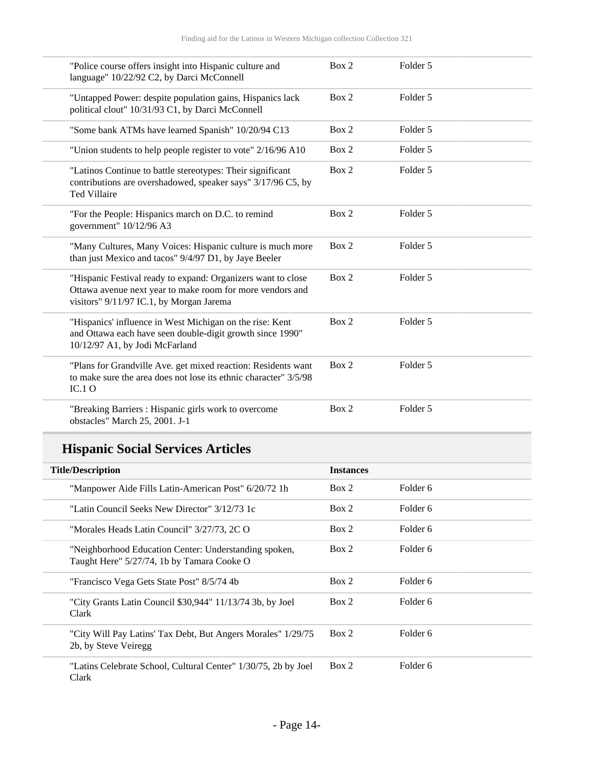| | | |
|---|---|---|
| "Police course offers insight into Hispanic culture and language" 10/22/92 C2, by Darci McConnell | Box 2 | Folder 5 |
| "Untapped Power: despite population gains, Hispanics lack political clout" 10/31/93 C1, by Darci McConnell | Box 2 | Folder 5 |
| "Some bank ATMs have learned Spanish" 10/20/94 C13 | Box 2 | Folder 5 |
| "Union students to help people register to vote" 2/16/96 A10 | Box 2 | Folder 5 |
| "Latinos Continue to battle stereotypes: Their significant contributions are overshadowed, speaker says" 3/17/96 C5, by Ted Villaire | Box 2 | Folder 5 |
| "For the People: Hispanics march on D.C. to remind government" 10/12/96 A3 | Box 2 | Folder 5 |
| "Many Cultures, Many Voices: Hispanic culture is much more than just Mexico and tacos" 9/4/97 D1, by Jaye Beeler | Box 2 | Folder 5 |
| "Hispanic Festival ready to expand: Organizers want to close Ottawa avenue next year to make room for more vendors and visitors" 9/11/97 IC.1, by Morgan Jarema | Box 2 | Folder 5 |
| "Hispanics' influence in West Michigan on the rise: Kent and Ottawa each have seen double-digit growth since 1990" 10/12/97 A1, by Jodi McFarland | Box 2 | Folder 5 |
| "Plans for Grandville Ave. get mixed reaction: Residents want to make sure the area does not lose its ethnic character" 3/5/98 IC.1 O | Box 2 | Folder 5 |
| "Breaking Barriers : Hispanic girls work to overcome obstacles" March 25, 2001. J-1 | Box 2 | Folder 5 |

## Hispanic Social Services Articles

| Title/Description | Instances | |
|---|---|---|
| "Manpower Aide Fills Latin-American Post" 6/20/72 1h | Box 2 | Folder 6 |
| "Latin Council Seeks New Director" 3/12/73 1c | Box 2 | Folder 6 |
| "Morales Heads Latin Council" 3/27/73, 2C O | Box 2 | Folder 6 |
| "Neighborhood Education Center: Understanding spoken, Taught Here" 5/27/74, 1b by Tamara Cooke O | Box 2 | Folder 6 |
| "Francisco Vega Gets State Post" 8/5/74 4b | Box 2 | Folder 6 |
| "City Grants Latin Council $30,944" 11/13/74 3b, by Joel Clark | Box 2 | Folder 6 |
| "City Will Pay Latins' Tax Debt, But Angers Morales" 1/29/75 2b, by Steve Veiregg | Box 2 | Folder 6 |
| "Latins Celebrate School, Cultural Center" 1/30/75, 2b by Joel Clark | Box 2 | Folder 6 |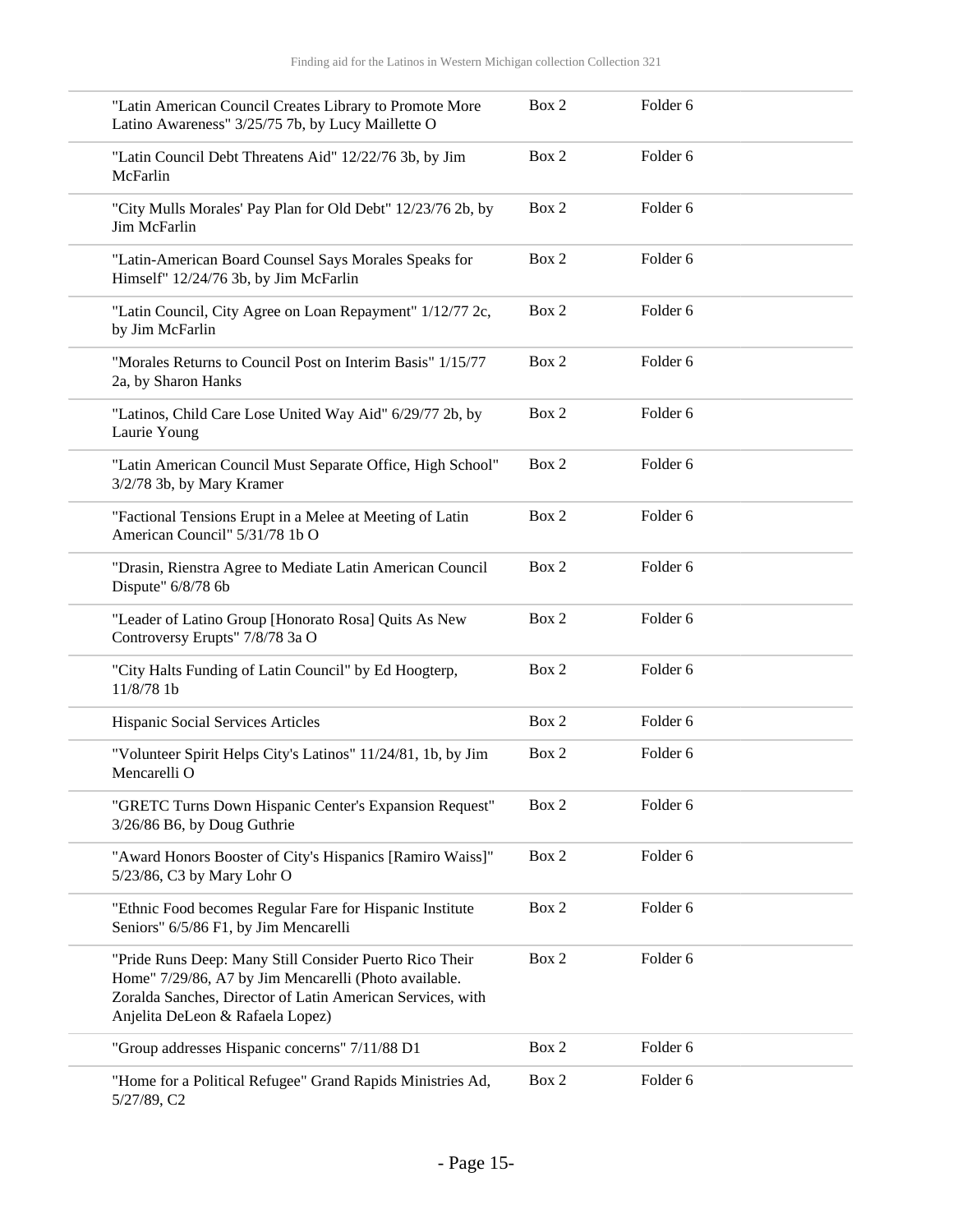| | | |
|---|---|---|
| "Latin American Council Creates Library to Promote More Latino Awareness" 3/25/75 7b, by Lucy Maillette O | Box 2 | Folder 6 |
| "Latin Council Debt Threatens Aid" 12/22/76 3b, by Jim McFarlin | Box 2 | Folder 6 |
| "City Mulls Morales' Pay Plan for Old Debt" 12/23/76 2b, by Jim McFarlin | Box 2 | Folder 6 |
| "Latin-American Board Counsel Says Morales Speaks for Himself" 12/24/76 3b, by Jim McFarlin | Box 2 | Folder 6 |
| "Latin Council, City Agree on Loan Repayment" 1/12/77 2c, by Jim McFarlin | Box 2 | Folder 6 |
| "Morales Returns to Council Post on Interim Basis" 1/15/77 2a, by Sharon Hanks | Box 2 | Folder 6 |
| "Latinos, Child Care Lose United Way Aid" 6/29/77 2b, by Laurie Young | Box 2 | Folder 6 |
| "Latin American Council Must Separate Office, High School" 3/2/78 3b, by Mary Kramer | Box 2 | Folder 6 |
| "Factional Tensions Erupt in a Melee at Meeting of Latin American Council" 5/31/78 1b O | Box 2 | Folder 6 |
| "Drasin, Rienstra Agree to Mediate Latin American Council Dispute" 6/8/78 6b | Box 2 | Folder 6 |
| "Leader of Latino Group [Honorato Rosa] Quits As New Controversy Erupts" 7/8/78 3a O | Box 2 | Folder 6 |
| "City Halts Funding of Latin Council" by Ed Hoogterp, 11/8/78 1b | Box 2 | Folder 6 |
| Hispanic Social Services Articles | Box 2 | Folder 6 |
| "Volunteer Spirit Helps City's Latinos" 11/24/81, 1b, by Jim Mencarelli O | Box 2 | Folder 6 |
| "GRETC Turns Down Hispanic Center's Expansion Request" 3/26/86 B6, by Doug Guthrie | Box 2 | Folder 6 |
| "Award Honors Booster of City's Hispanics [Ramiro Waiss]" 5/23/86, C3 by Mary Lohr O | Box 2 | Folder 6 |
| "Ethnic Food becomes Regular Fare for Hispanic Institute Seniors" 6/5/86 F1, by Jim Mencarelli | Box 2 | Folder 6 |
| "Pride Runs Deep: Many Still Consider Puerto Rico Their Home" 7/29/86, A7 by Jim Mencarelli (Photo available. Zoralda Sanches, Director of Latin American Services, with Anjelita DeLeon & Rafaela Lopez) | Box 2 | Folder 6 |
| "Group addresses Hispanic concerns" 7/11/88 D1 | Box 2 | Folder 6 |
| "Home for a Political Refugee" Grand Rapids Ministries Ad, 5/27/89, C2 | Box 2 | Folder 6 |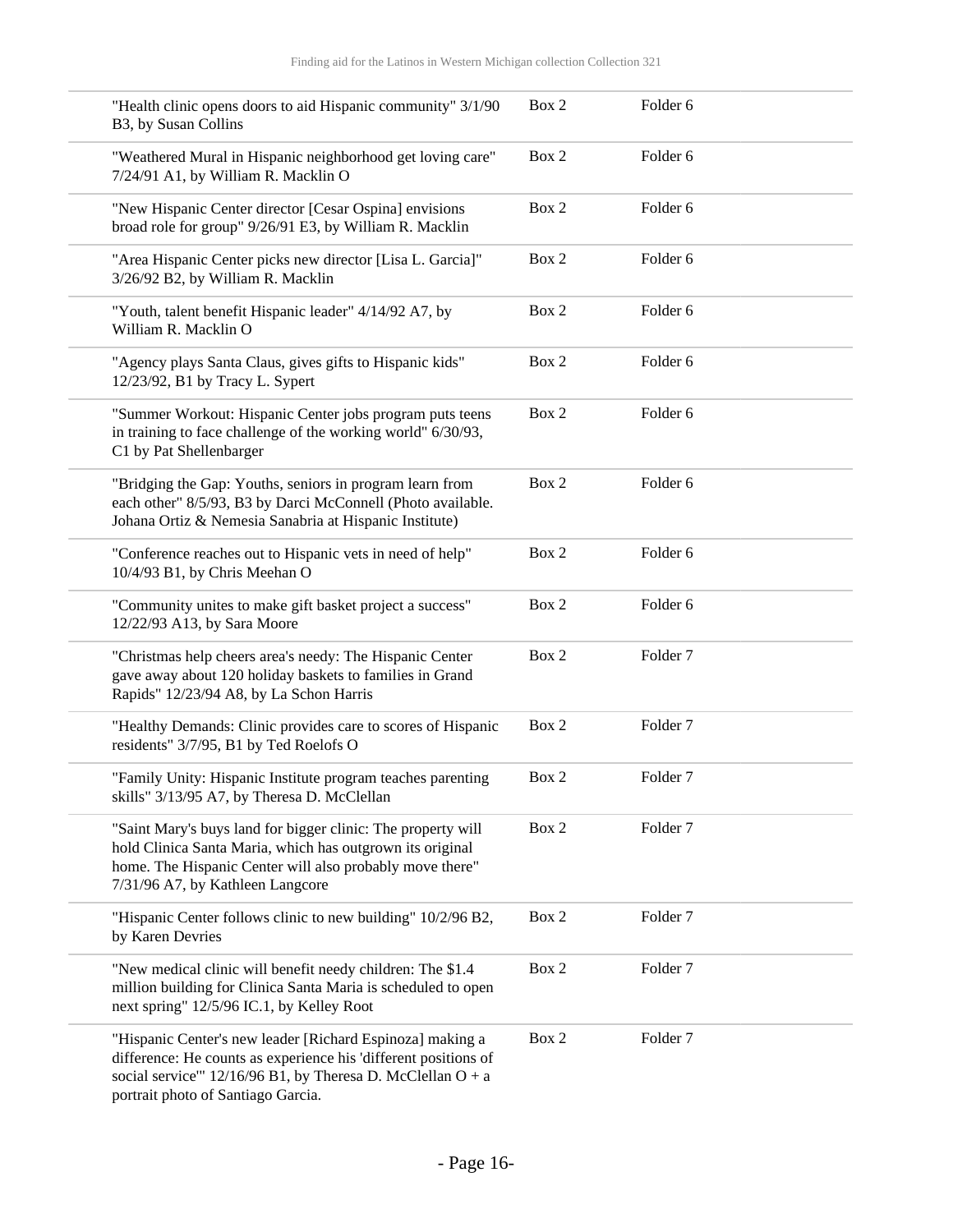| Description | Box | Folder |
| --- | --- | --- |
| "Health clinic opens doors to aid Hispanic community" 3/1/90 B3, by Susan Collins | Box 2 | Folder 6 |
| "Weathered Mural in Hispanic neighborhood get loving care" 7/24/91 A1, by William R. Macklin O | Box 2 | Folder 6 |
| "New Hispanic Center director [Cesar Ospina] envisions broad role for group" 9/26/91 E3, by William R. Macklin | Box 2 | Folder 6 |
| "Area Hispanic Center picks new director [Lisa L. Garcia]" 3/26/92 B2, by William R. Macklin | Box 2 | Folder 6 |
| "Youth, talent benefit Hispanic leader" 4/14/92 A7, by William R. Macklin O | Box 2 | Folder 6 |
| "Agency plays Santa Claus, gives gifts to Hispanic kids" 12/23/92, B1 by Tracy L. Sypert | Box 2 | Folder 6 |
| "Summer Workout: Hispanic Center jobs program puts teens in training to face challenge of the working world" 6/30/93, C1 by Pat Shellenbarger | Box 2 | Folder 6 |
| "Bridging the Gap: Youths, seniors in program learn from each other" 8/5/93, B3 by Darci McConnell (Photo available. Johana Ortiz & Nemesia Sanabria at Hispanic Institute) | Box 2 | Folder 6 |
| "Conference reaches out to Hispanic vets in need of help" 10/4/93 B1, by Chris Meehan O | Box 2 | Folder 6 |
| "Community unites to make gift basket project a success" 12/22/93 A13, by Sara Moore | Box 2 | Folder 6 |
| "Christmas help cheers area's needy: The Hispanic Center gave away about 120 holiday baskets to families in Grand Rapids" 12/23/94 A8, by La Schon Harris | Box 2 | Folder 7 |
| "Healthy Demands: Clinic provides care to scores of Hispanic residents" 3/7/95, B1 by Ted Roelofs O | Box 2 | Folder 7 |
| "Family Unity: Hispanic Institute program teaches parenting skills" 3/13/95 A7, by Theresa D. McClellan | Box 2 | Folder 7 |
| "Saint Mary's buys land for bigger clinic: The property will hold Clinica Santa Maria, which has outgrown its original home. The Hispanic Center will also probably move there" 7/31/96 A7, by Kathleen Langcore | Box 2 | Folder 7 |
| "Hispanic Center follows clinic to new building" 10/2/96 B2, by Karen Devries | Box 2 | Folder 7 |
| "New medical clinic will benefit needy children: The $1.4 million building for Clinica Santa Maria is scheduled to open next spring" 12/5/96 IC.1, by Kelley Root | Box 2 | Folder 7 |
| "Hispanic Center's new leader [Richard Espinoza] making a difference: He counts as experience his 'different positions of social service'" 12/16/96 B1, by Theresa D. McClellan O + a portrait photo of Santiago Garcia. | Box 2 | Folder 7 |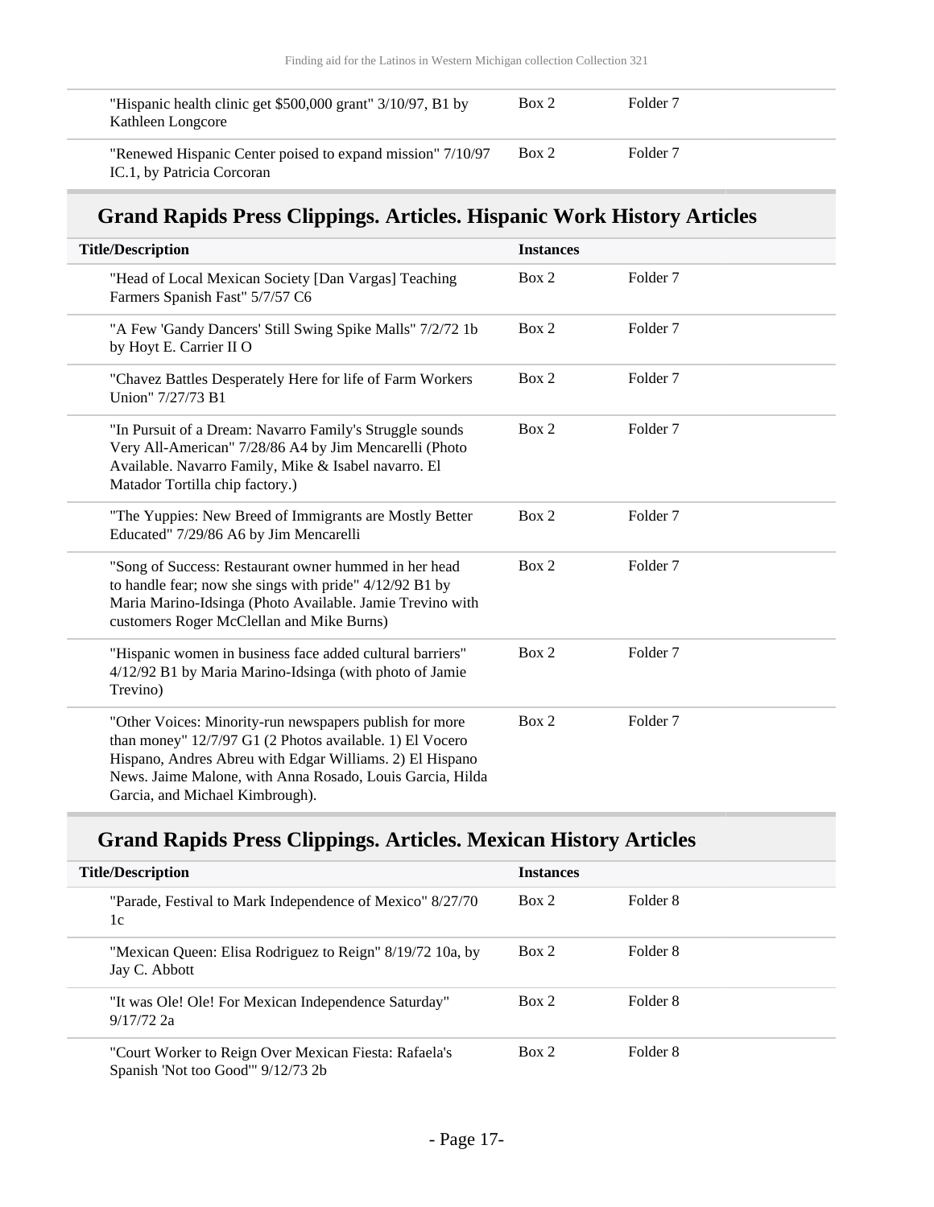| Title/Description | Instances | |
|---|---|---|
| "Hispanic health clinic get $500,000 grant" 3/10/97, B1 by Kathleen Longcore | Box 2 | Folder 7 |
| "Renewed Hispanic Center poised to expand mission" 7/10/97 IC.1, by Patricia Corcoran | Box 2 | Folder 7 |

## Grand Rapids Press Clippings. Articles. Hispanic Work History Articles

| Title/Description | Instances | |
|---|---|---|
| "Head of Local Mexican Society [Dan Vargas] Teaching Farmers Spanish Fast" 5/7/57 C6 | Box 2 | Folder 7 |
| "A Few 'Gandy Dancers' Still Swing Spike Malls" 7/2/72 1b by Hoyt E. Carrier II O | Box 2 | Folder 7 |
| "Chavez Battles Desperately Here for life of Farm Workers Union" 7/27/73 B1 | Box 2 | Folder 7 |
| "In Pursuit of a Dream: Navarro Family's Struggle sounds Very All-American" 7/28/86 A4 by Jim Mencarelli (Photo Available. Navarro Family, Mike & Isabel navarro. El Matador Tortilla chip factory.) | Box 2 | Folder 7 |
| "The Yuppies: New Breed of Immigrants are Mostly Better Educated" 7/29/86 A6 by Jim Mencarelli | Box 2 | Folder 7 |
| "Song of Success: Restaurant owner hummed in her head to handle fear; now she sings with pride" 4/12/92 B1 by Maria Marino-Idsinga (Photo Available. Jamie Trevino with customers Roger McClellan and Mike Burns) | Box 2 | Folder 7 |
| "Hispanic women in business face added cultural barriers" 4/12/92 B1 by Maria Marino-Idsinga (with photo of Jamie Trevino) | Box 2 | Folder 7 |
| "Other Voices: Minority-run newspapers publish for more than money" 12/7/97 G1 (2 Photos available. 1) El Vocero Hispano, Andres Abreu with Edgar Williams. 2) El Hispano News. Jaime Malone, with Anna Rosado, Louis Garcia, Hilda Garcia, and Michael Kimbrough). | Box 2 | Folder 7 |

## Grand Rapids Press Clippings. Articles. Mexican History Articles

| Title/Description | Instances | |
|---|---|---|
| "Parade, Festival to Mark Independence of Mexico" 8/27/70 1c | Box 2 | Folder 8 |
| "Mexican Queen: Elisa Rodriguez to Reign" 8/19/72 10a, by Jay C. Abbott | Box 2 | Folder 8 |
| "It was Ole! Ole! For Mexican Independence Saturday" 9/17/72 2a | Box 2 | Folder 8 |
| "Court Worker to Reign Over Mexican Fiesta: Rafaela's Spanish 'Not too Good'" 9/12/73 2b | Box 2 | Folder 8 |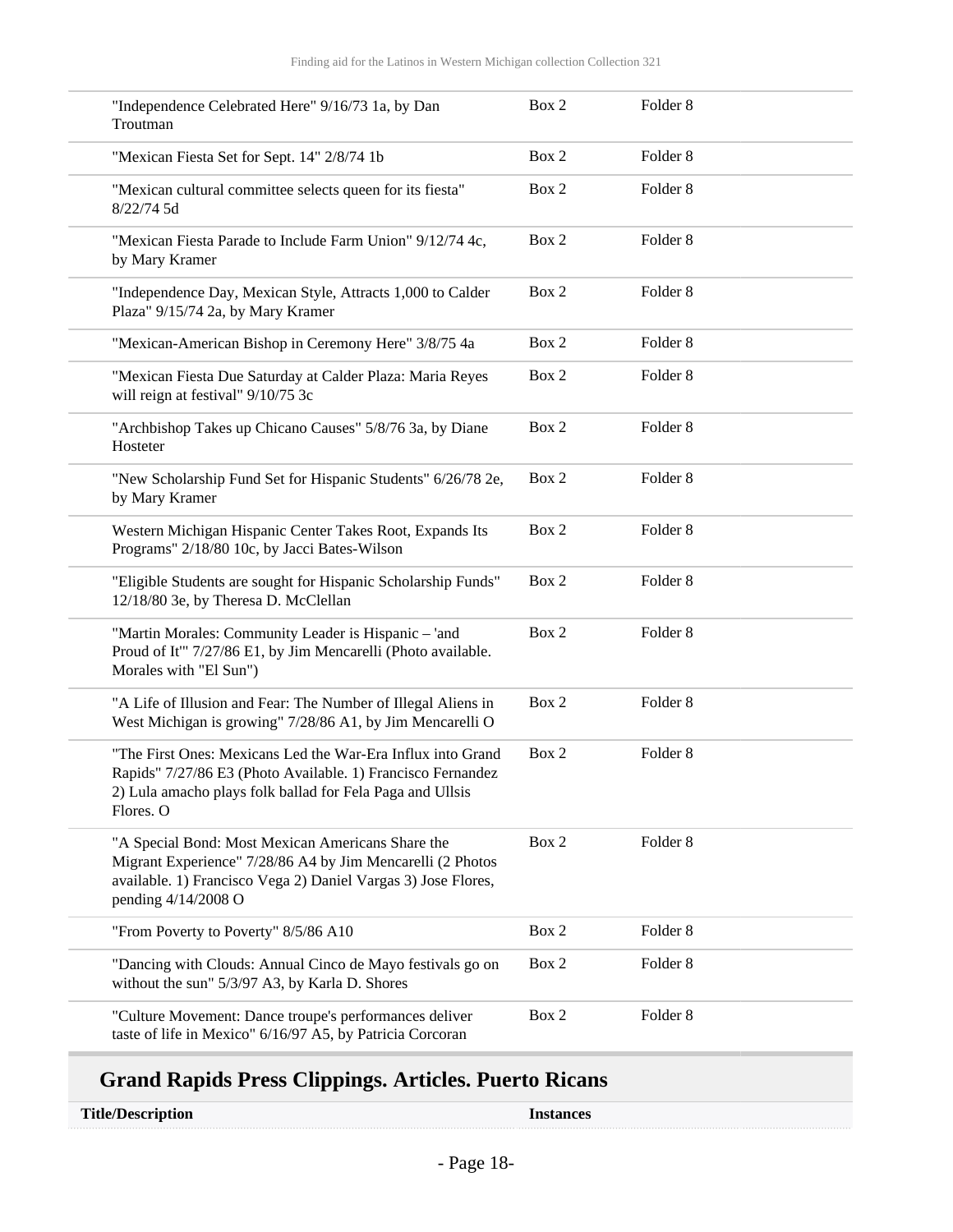| | | |
|---|---|---|
| "Independence Celebrated Here" 9/16/73 1a, by Dan Troutman | Box 2 | Folder 8 |
| "Mexican Fiesta Set for Sept. 14" 2/8/74 1b | Box 2 | Folder 8 |
| "Mexican cultural committee selects queen for its fiesta" 8/22/74 5d | Box 2 | Folder 8 |
| "Mexican Fiesta Parade to Include Farm Union" 9/12/74 4c, by Mary Kramer | Box 2 | Folder 8 |
| "Independence Day, Mexican Style, Attracts 1,000 to Calder Plaza" 9/15/74 2a, by Mary Kramer | Box 2 | Folder 8 |
| "Mexican-American Bishop in Ceremony Here" 3/8/75 4a | Box 2 | Folder 8 |
| "Mexican Fiesta Due Saturday at Calder Plaza: Maria Reyes will reign at festival" 9/10/75 3c | Box 2 | Folder 8 |
| "Archbishop Takes up Chicano Causes" 5/8/76 3a, by Diane Hosteter | Box 2 | Folder 8 |
| "New Scholarship Fund Set for Hispanic Students" 6/26/78 2e, by Mary Kramer | Box 2 | Folder 8 |
| Western Michigan Hispanic Center Takes Root, Expands Its Programs" 2/18/80 10c, by Jacci Bates-Wilson | Box 2 | Folder 8 |
| "Eligible Students are sought for Hispanic Scholarship Funds" 12/18/80 3e, by Theresa D. McClellan | Box 2 | Folder 8 |
| "Martin Morales: Community Leader is Hispanic – 'and Proud of It'" 7/27/86 E1, by Jim Mencarelli (Photo available. Morales with "El Sun") | Box 2 | Folder 8 |
| "A Life of Illusion and Fear: The Number of Illegal Aliens in West Michigan is growing" 7/28/86 A1, by Jim Mencarelli O | Box 2 | Folder 8 |
| "The First Ones: Mexicans Led the War-Era Influx into Grand Rapids" 7/27/86 E3 (Photo Available. 1) Francisco Fernandez 2) Lula amacho plays folk ballad for Fela Paga and Ullsis Flores. O | Box 2 | Folder 8 |
| "A Special Bond: Most Mexican Americans Share the Migrant Experience" 7/28/86 A4 by Jim Mencarelli (2 Photos available. 1) Francisco Vega 2) Daniel Vargas 3) Jose Flores, pending 4/14/2008 O | Box 2 | Folder 8 |
| "From Poverty to Poverty" 8/5/86 A10 | Box 2 | Folder 8 |
| "Dancing with Clouds: Annual Cinco de Mayo festivals go on without the sun" 5/3/97 A3, by Karla D. Shores | Box 2 | Folder 8 |
| "Culture Movement: Dance troupe's performances deliver taste of life in Mexico" 6/16/97 A5, by Patricia Corcoran | Box 2 | Folder 8 |

## Grand Rapids Press Clippings. Articles. Puerto Ricans

| Title/Description | Instances |
|---|---|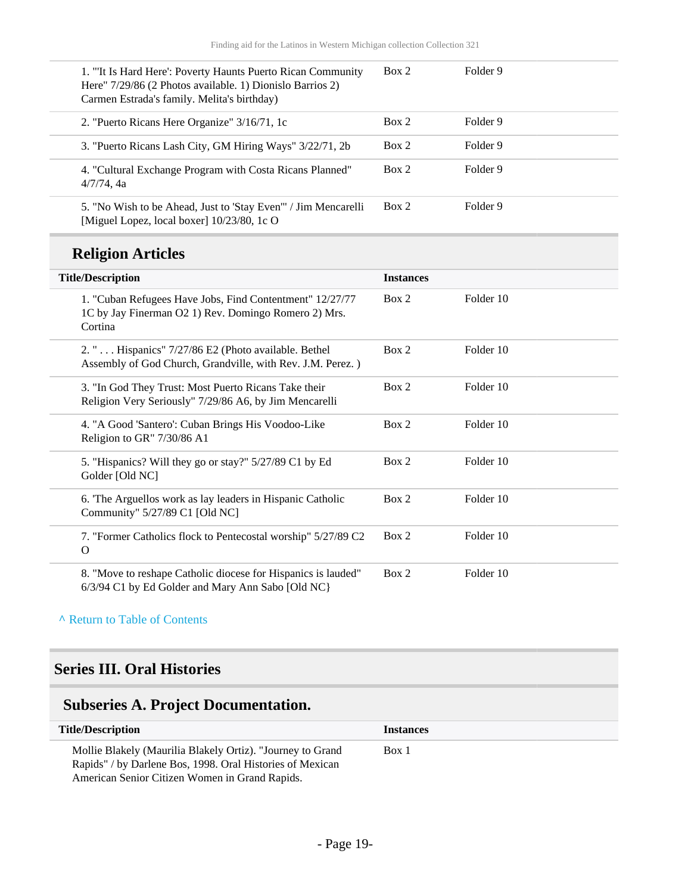| Title/Description | Instances | |
|---|---|---|
| 1. "'It Is Hard Here': Poverty Haunts Puerto Rican Community Here" 7/29/86 (2 Photos available. 1) Dionislo Barrios 2) Carmen Estrada's family. Melita's birthday) | Box 2 | Folder 9 |
| 2. "Puerto Ricans Here Organize" 3/16/71, 1c | Box 2 | Folder 9 |
| 3. "Puerto Ricans Lash City, GM Hiring Ways" 3/22/71, 2b | Box 2 | Folder 9 |
| 4. "Cultural Exchange Program with Costa Ricans Planned" 4/7/74, 4a | Box 2 | Folder 9 |
| 5. "No Wish to be Ahead, Just to 'Stay Even'" / Jim Mencarelli [Miguel Lopez, local boxer] 10/23/80, 1c O | Box 2 | Folder 9 |

## Religion Articles

| Title/Description | Instances | |
|---|---|---|
| 1. "Cuban Refugees Have Jobs, Find Contentment" 12/27/77 1C by Jay Finerman O2 1) Rev. Domingo Romero 2) Mrs. Cortina | Box 2 | Folder 10 |
| 2. " . . . Hispanics" 7/27/86 E2 (Photo available. Bethel Assembly of God Church, Grandville, with Rev. J.M. Perez. ) | Box 2 | Folder 10 |
| 3. "In God They Trust: Most Puerto Ricans Take their Religion Very Seriously" 7/29/86 A6, by Jim Mencarelli | Box 2 | Folder 10 |
| 4. "A Good 'Santero': Cuban Brings His Voodoo-Like Religion to GR" 7/30/86 A1 | Box 2 | Folder 10 |
| 5. "Hispanics? Will they go or stay?" 5/27/89 C1 by Ed Golder [Old NC] | Box 2 | Folder 10 |
| 6. 'The Arguellos work as lay leaders in Hispanic Catholic Community" 5/27/89 C1 [Old NC] | Box 2 | Folder 10 |
| 7. "Former Catholics flock to Pentecostal worship" 5/27/89 C2 O | Box 2 | Folder 10 |
| 8. "Move to reshape Catholic diocese for Hispanics is lauded" 6/3/94 C1 by Ed Golder and Mary Ann Sabo [Old NC} | Box 2 | Folder 10 |

^ Return to Table of Contents

# Series III. Oral Histories

## Subseries A. Project Documentation.

| Title/Description | Instances |
|---|---|
| Mollie Blakely (Maurilia Blakely Ortiz). "Journey to Grand Rapids" / by Darlene Bos, 1998. Oral Histories of Mexican American Senior Citizen Women in Grand Rapids. | Box 1 |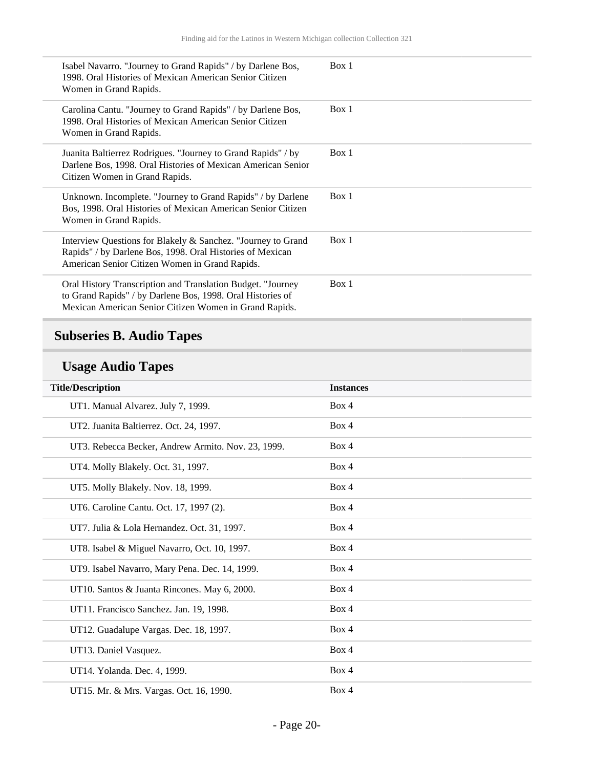| | |
|---|---|
| Isabel Navarro. "Journey to Grand Rapids" / by Darlene Bos, 1998. Oral Histories of Mexican American Senior Citizen Women in Grand Rapids. | Box 1 |
| Carolina Cantu. "Journey to Grand Rapids" / by Darlene Bos, 1998. Oral Histories of Mexican American Senior Citizen Women in Grand Rapids. | Box 1 |
| Juanita Baltierrez Rodrigues. "Journey to Grand Rapids" / by Darlene Bos, 1998. Oral Histories of Mexican American Senior Citizen Women in Grand Rapids. | Box 1 |
| Unknown. Incomplete. "Journey to Grand Rapids" / by Darlene Bos, 1998. Oral Histories of Mexican American Senior Citizen Women in Grand Rapids. | Box 1 |
| Interview Questions for Blakely & Sanchez. "Journey to Grand Rapids" / by Darlene Bos, 1998. Oral Histories of Mexican American Senior Citizen Women in Grand Rapids. | Box 1 |
| Oral History Transcription and Translation Budget. "Journey to Grand Rapids" / by Darlene Bos, 1998. Oral Histories of Mexican American Senior Citizen Women in Grand Rapids. | Box 1 |

## Subseries B. Audio Tapes

## Usage Audio Tapes

| Title/Description | Instances |
|---|---|
| UT1. Manual Alvarez. July 7, 1999. | Box 4 |
| UT2. Juanita Baltierrez. Oct. 24, 1997. | Box 4 |
| UT3. Rebecca Becker, Andrew Armito. Nov. 23, 1999. | Box 4 |
| UT4. Molly Blakely. Oct. 31, 1997. | Box 4 |
| UT5. Molly Blakely. Nov. 18, 1999. | Box 4 |
| UT6. Caroline Cantu. Oct. 17, 1997 (2). | Box 4 |
| UT7. Julia & Lola Hernandez. Oct. 31, 1997. | Box 4 |
| UT8. Isabel & Miguel Navarro, Oct. 10, 1997. | Box 4 |
| UT9. Isabel Navarro, Mary Pena. Dec. 14, 1999. | Box 4 |
| UT10. Santos & Juanta Rincones. May 6, 2000. | Box 4 |
| UT11. Francisco Sanchez. Jan. 19, 1998. | Box 4 |
| UT12. Guadalupe Vargas. Dec. 18, 1997. | Box 4 |
| UT13. Daniel Vasquez. | Box 4 |
| UT14. Yolanda. Dec. 4, 1999. | Box 4 |
| UT15. Mr. & Mrs. Vargas. Oct. 16, 1990. | Box 4 |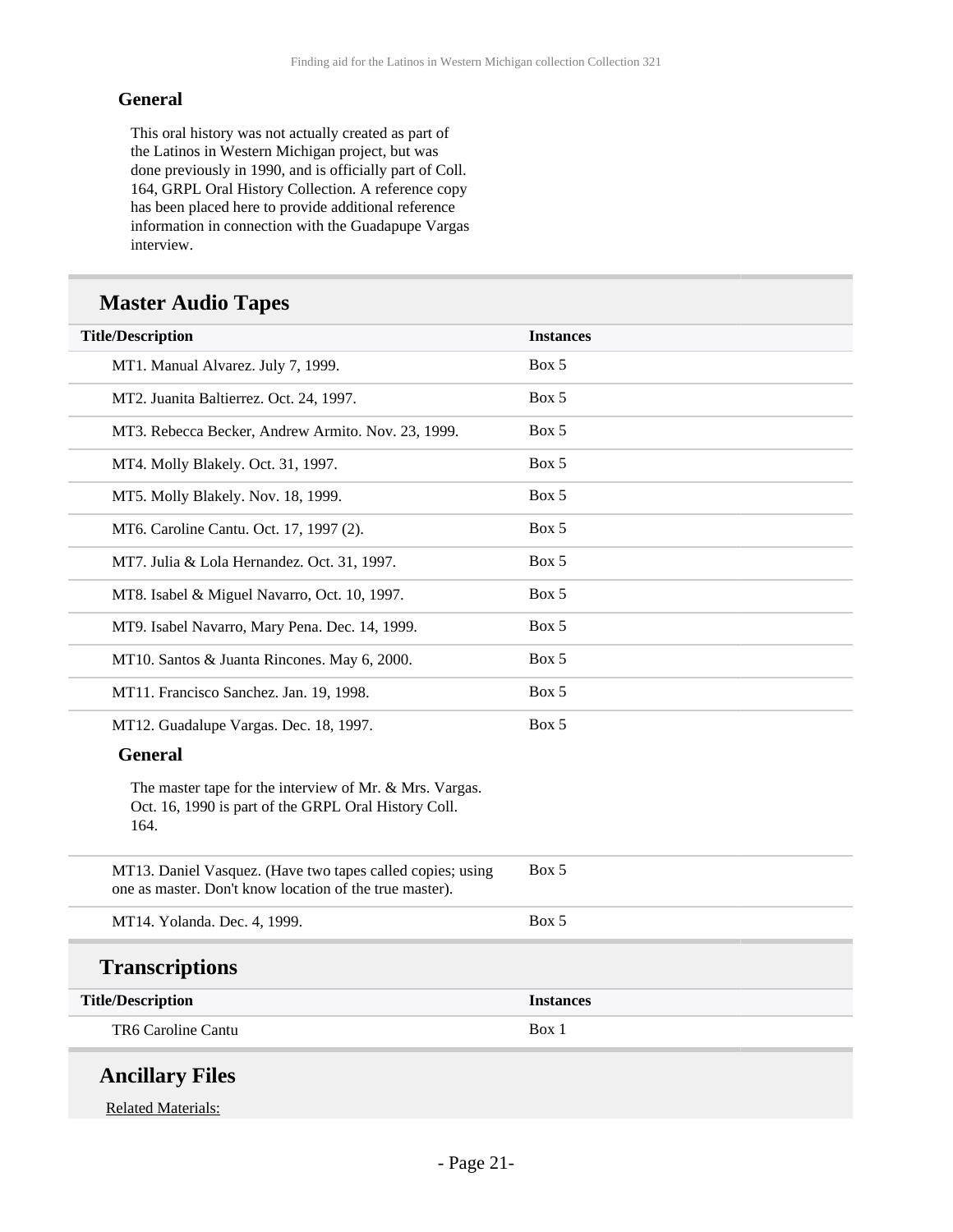#### General

This oral history was not actually created as part of the Latinos in Western Michigan project, but was done previously in 1990, and is officially part of Coll. 164, GRPL Oral History Collection. A reference copy has been placed here to provide additional reference information in connection with the Guadapupe Vargas interview.

## Master Audio Tapes

| Title/Description | Instances |
| --- | --- |
| MT1. Manual Alvarez. July 7, 1999. | Box 5 |
| MT2. Juanita Baltierrez. Oct. 24, 1997. | Box 5 |
| MT3. Rebecca Becker, Andrew Armito. Nov. 23, 1999. | Box 5 |
| MT4. Molly Blakely. Oct. 31, 1997. | Box 5 |
| MT5. Molly Blakely. Nov. 18, 1999. | Box 5 |
| MT6. Caroline Cantu. Oct. 17, 1997 (2). | Box 5 |
| MT7. Julia & Lola Hernandez. Oct. 31, 1997. | Box 5 |
| MT8. Isabel & Miguel Navarro, Oct. 10, 1997. | Box 5 |
| MT9. Isabel Navarro, Mary Pena. Dec. 14, 1999. | Box 5 |
| MT10. Santos & Juanta Rincones. May 6, 2000. | Box 5 |
| MT11. Francisco Sanchez. Jan. 19, 1998. | Box 5 |
| MT12. Guadalupe Vargas. Dec. 18, 1997. | Box 5 |

#### General

The master tape for the interview of Mr. & Mrs. Vargas. Oct. 16, 1990 is part of the GRPL Oral History Coll. 164.

| Title/Description | Instances |
| --- | --- |
| MT13. Daniel Vasquez. (Have two tapes called copies; using one as master. Don't know location of the true master). | Box 5 |
| MT14. Yolanda. Dec. 4, 1999. | Box 5 |

## Transcriptions

| Title/Description | Instances |
| --- | --- |
| TR6 Caroline Cantu | Box 1 |

## Ancillary Files

Related Materials: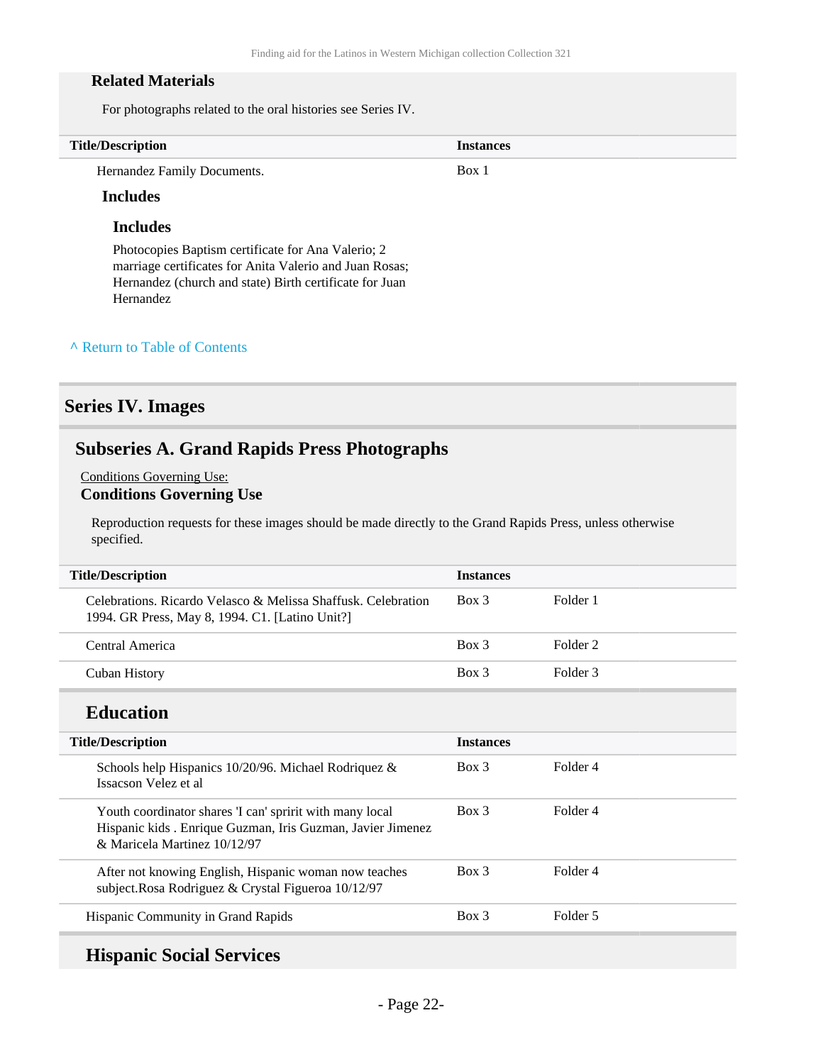### Related Materials

For photographs related to the oral histories see Series IV.

| Title/Description | Instances |
|---|---|
| Hernandez Family Documents. | Box 1 |

#### Includes

##### Includes

Photocopies Baptism certificate for Ana Valerio; 2 marriage certificates for Anita Valerio and Juan Rosas; Hernandez (church and state) Birth certificate for Juan Hernandez

^ Return to Table of Contents

## Series IV. Images

### Subseries A. Grand Rapids Press Photographs

Conditions Governing Use:

**Conditions Governing Use**

Reproduction requests for these images should be made directly to the Grand Rapids Press, unless otherwise specified.

| Title/Description | Instances | |
|---|---|---|
| Celebrations. Ricardo Velasco & Melissa Shaffusk. Celebration 1994. GR Press, May 8, 1994. C1. [Latino Unit?] | Box 3 | Folder 1 |
| Central America | Box 3 | Folder 2 |
| Cuban History | Box 3 | Folder 3 |

#### Education

| Title/Description | Instances | |
|---|---|---|
| Schools help Hispanics 10/20/96. Michael Rodriquez & Issacson Velez et al | Box 3 | Folder 4 |
| Youth coordinator shares 'I can' spririt with many local Hispanic kids . Enrique Guzman, Iris Guzman, Javier Jimenez & Maricela Martinez 10/12/97 | Box 3 | Folder 4 |
| After not knowing English, Hispanic woman now teaches subject.Rosa Rodriguez & Crystal Figueroa 10/12/97 | Box 3 | Folder 4 |
| Hispanic Community in Grand Rapids | Box 3 | Folder 5 |

#### Hispanic Social Services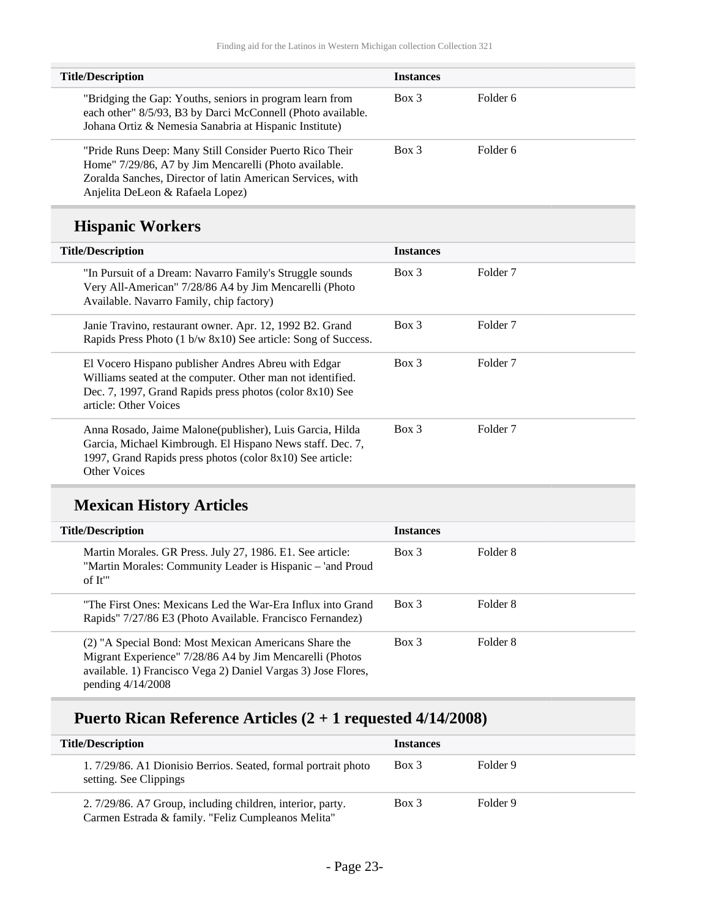| Title/Description | Instances | |
|---|---|---|
| "Bridging the Gap: Youths, seniors in program learn from each other" 8/5/93, B3 by Darci McConnell (Photo available. Johana Ortiz & Nemesia Sanabria at Hispanic Institute) | Box 3 | Folder 6 |
| "Pride Runs Deep: Many Still Consider Puerto Rico Their Home" 7/29/86, A7 by Jim Mencarelli (Photo available. Zoralda Sanches, Director of latin American Services, with Anjelita DeLeon & Rafaela Lopez) | Box 3 | Folder 6 |

## Hispanic Workers

| Title/Description | Instances | |
|---|---|---|
| "In Pursuit of a Dream: Navarro Family's Struggle sounds Very All-American" 7/28/86 A4 by Jim Mencarelli (Photo Available. Navarro Family, chip factory) | Box 3 | Folder 7 |
| Janie Travino, restaurant owner. Apr. 12, 1992 B2. Grand Rapids Press Photo (1 b/w 8x10) See article: Song of Success. | Box 3 | Folder 7 |
| El Vocero Hispano publisher Andres Abreu with Edgar Williams seated at the computer. Other man not identified. Dec. 7, 1997, Grand Rapids press photos (color 8x10) See article: Other Voices | Box 3 | Folder 7 |
| Anna Rosado, Jaime Malone(publisher), Luis Garcia, Hilda Garcia, Michael Kimbrough. El Hispano News staff. Dec. 7, 1997, Grand Rapids press photos (color 8x10) See article: Other Voices | Box 3 | Folder 7 |

## Mexican History Articles

| Title/Description | Instances | |
|---|---|---|
| Martin Morales. GR Press. July 27, 1986. E1. See article: "Martin Morales: Community Leader is Hispanic – 'and Proud of It'" | Box 3 | Folder 8 |
| "The First Ones: Mexicans Led the War-Era Influx into Grand Rapids" 7/27/86 E3 (Photo Available. Francisco Fernandez) | Box 3 | Folder 8 |
| (2) "A Special Bond: Most Mexican Americans Share the Migrant Experience" 7/28/86 A4 by Jim Mencarelli (Photos available. 1) Francisco Vega 2) Daniel Vargas 3) Jose Flores, pending 4/14/2008 | Box 3 | Folder 8 |

## Puerto Rican Reference Articles (2 + 1 requested 4/14/2008)

| Title/Description | Instances | |
|---|---|---|
| 1. 7/29/86. A1 Dionisio Berrios. Seated, formal portrait photo setting. See Clippings | Box 3 | Folder 9 |
| 2. 7/29/86. A7 Group, including children, interior, party. Carmen Estrada & family. "Feliz Cumpleanos Melita" | Box 3 | Folder 9 |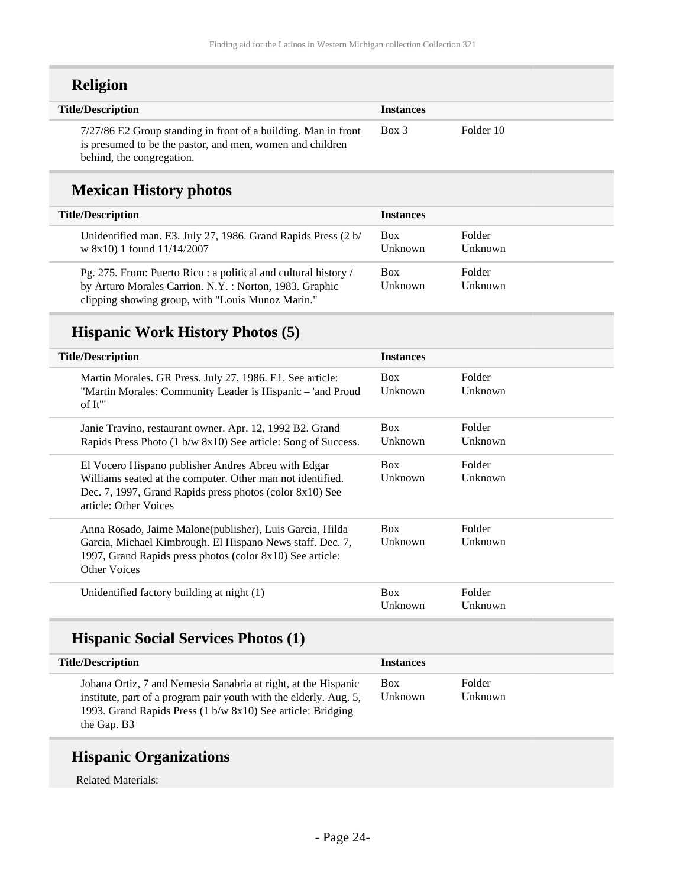## Religion

| Title/Description | Instances | |
|---|---|---|
| 7/27/86 E2 Group standing in front of a building. Man in front is presumed to be the pastor, and men, women and children behind, the congregation. | Box 3 | Folder 10 |

## Mexican History photos

| Title/Description | Instances | |
|---|---|---|
| Unidentified man. E3. July 27, 1986. Grand Rapids Press (2 b/w 8x10) 1 found 11/14/2007 | Box Unknown | Folder Unknown |
| Pg. 275. From: Puerto Rico : a political and cultural history / by Arturo Morales Carrion. N.Y. : Norton, 1983. Graphic clipping showing group, with "Louis Munoz Marin." | Box Unknown | Folder Unknown |

## Hispanic Work History Photos (5)

| Title/Description | Instances | |
|---|---|---|
| Martin Morales. GR Press. July 27, 1986. E1. See article: "Martin Morales: Community Leader is Hispanic – 'and Proud of It'" | Box Unknown | Folder Unknown |
| Janie Travino, restaurant owner. Apr. 12, 1992 B2. Grand Rapids Press Photo (1 b/w 8x10) See article: Song of Success. | Box Unknown | Folder Unknown |
| El Vocero Hispano publisher Andres Abreu with Edgar Williams seated at the computer. Other man not identified. Dec. 7, 1997, Grand Rapids press photos (color 8x10) See article: Other Voices | Box Unknown | Folder Unknown |
| Anna Rosado, Jaime Malone(publisher), Luis Garcia, Hilda Garcia, Michael Kimbrough. El Hispano News staff. Dec. 7, 1997, Grand Rapids press photos (color 8x10) See article: Other Voices | Box Unknown | Folder Unknown |
| Unidentified factory building at night (1) | Box Unknown | Folder Unknown |

## Hispanic Social Services Photos (1)

| Title/Description | Instances | |
|---|---|---|
| Johana Ortiz, 7 and Nemesia Sanabria at right, at the Hispanic institute, part of a program pair youth with the elderly. Aug. 5, 1993. Grand Rapids Press (1 b/w 8x10) See article: Bridging the Gap. B3 | Box Unknown | Folder Unknown |

## Hispanic Organizations

Related Materials: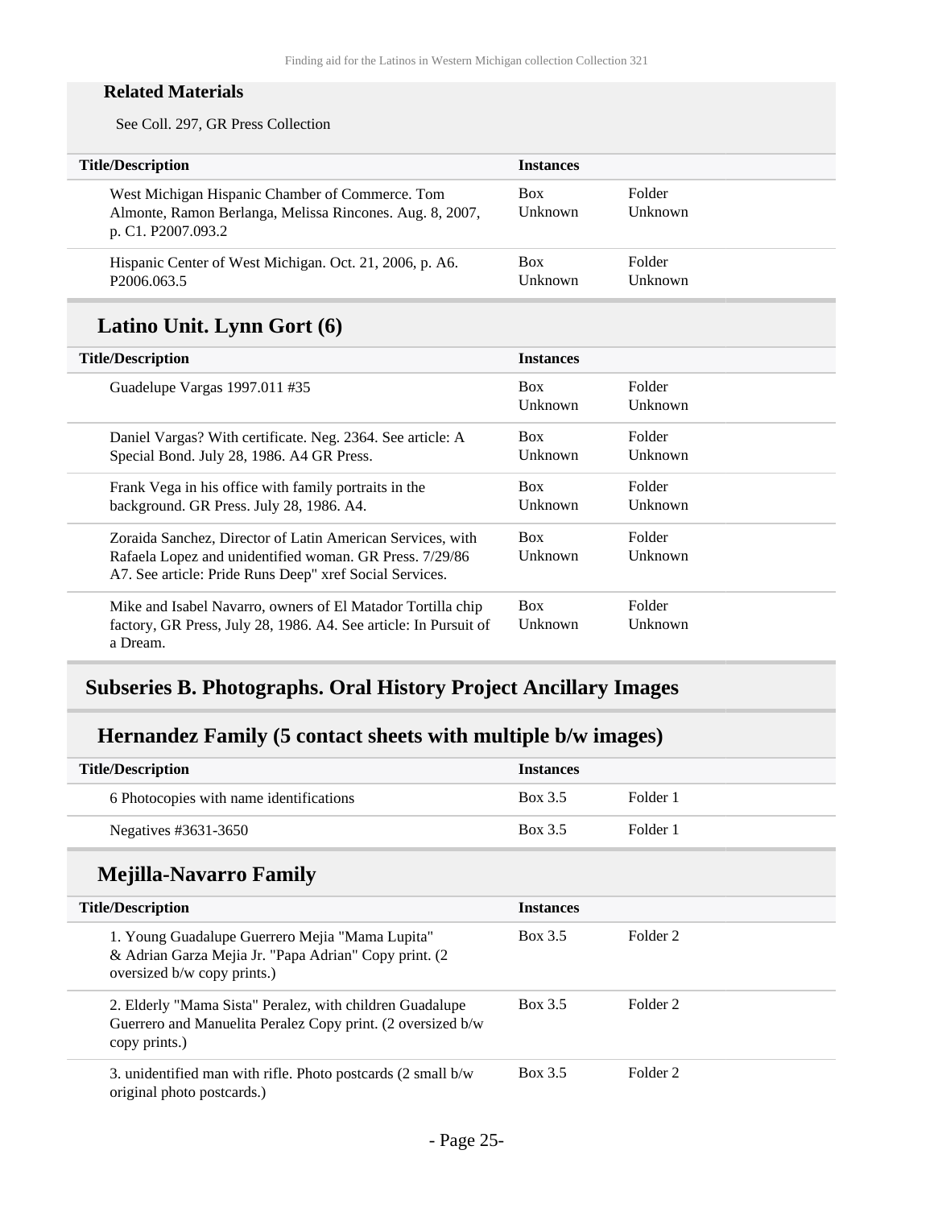#### Related Materials

See Coll. 297, GR Press Collection

| Title/Description | Instances | |
|---|---|---|
| West Michigan Hispanic Chamber of Commerce. Tom Almonte, Ramon Berlanga, Melissa Rincones. Aug. 8, 2007, p. C1. P2007.093.2 | Box Unknown | Folder Unknown |
| Hispanic Center of West Michigan. Oct. 21, 2006, p. A6. P2006.063.5 | Box Unknown | Folder Unknown |

### Latino Unit. Lynn Gort (6)

| Title/Description | Instances | |
|---|---|---|
| Guadelupe Vargas 1997.011 #35 | Box Unknown | Folder Unknown |
| Daniel Vargas? With certificate. Neg. 2364. See article: A Special Bond. July 28, 1986. A4 GR Press. | Box Unknown | Folder Unknown |
| Frank Vega in his office with family portraits in the background. GR Press. July 28, 1986. A4. | Box Unknown | Folder Unknown |
| Zoraida Sanchez, Director of Latin American Services, with Rafaela Lopez and unidentified woman. GR Press. 7/29/86 A7. See article: Pride Runs Deep" xref Social Services. | Box Unknown | Folder Unknown |
| Mike and Isabel Navarro, owners of El Matador Tortilla chip factory, GR Press, July 28, 1986. A4. See article: In Pursuit of a Dream. | Box Unknown | Folder Unknown |

## Subseries B. Photographs. Oral History Project Ancillary Images

### Hernandez Family (5 contact sheets with multiple b/w images)

| Title/Description | Instances | |
|---|---|---|
| 6 Photocopies with name identifications | Box 3.5 | Folder 1 |
| Negatives #3631-3650 | Box 3.5 | Folder 1 |

### Mejilla-Navarro Family

| Title/Description | Instances | |
|---|---|---|
| 1. Young Guadalupe Guerrero Mejia "Mama Lupita" & Adrian Garza Mejia Jr. "Papa Adrian" Copy print. (2 oversized b/w copy prints.) | Box 3.5 | Folder 2 |
| 2. Elderly "Mama Sista" Peralez, with children Guadalupe Guerrero and Manuelita Peralez Copy print. (2 oversized b/w copy prints.) | Box 3.5 | Folder 2 |
| 3. unidentified man with rifle. Photo postcards (2 small b/w original photo postcards.) | Box 3.5 | Folder 2 |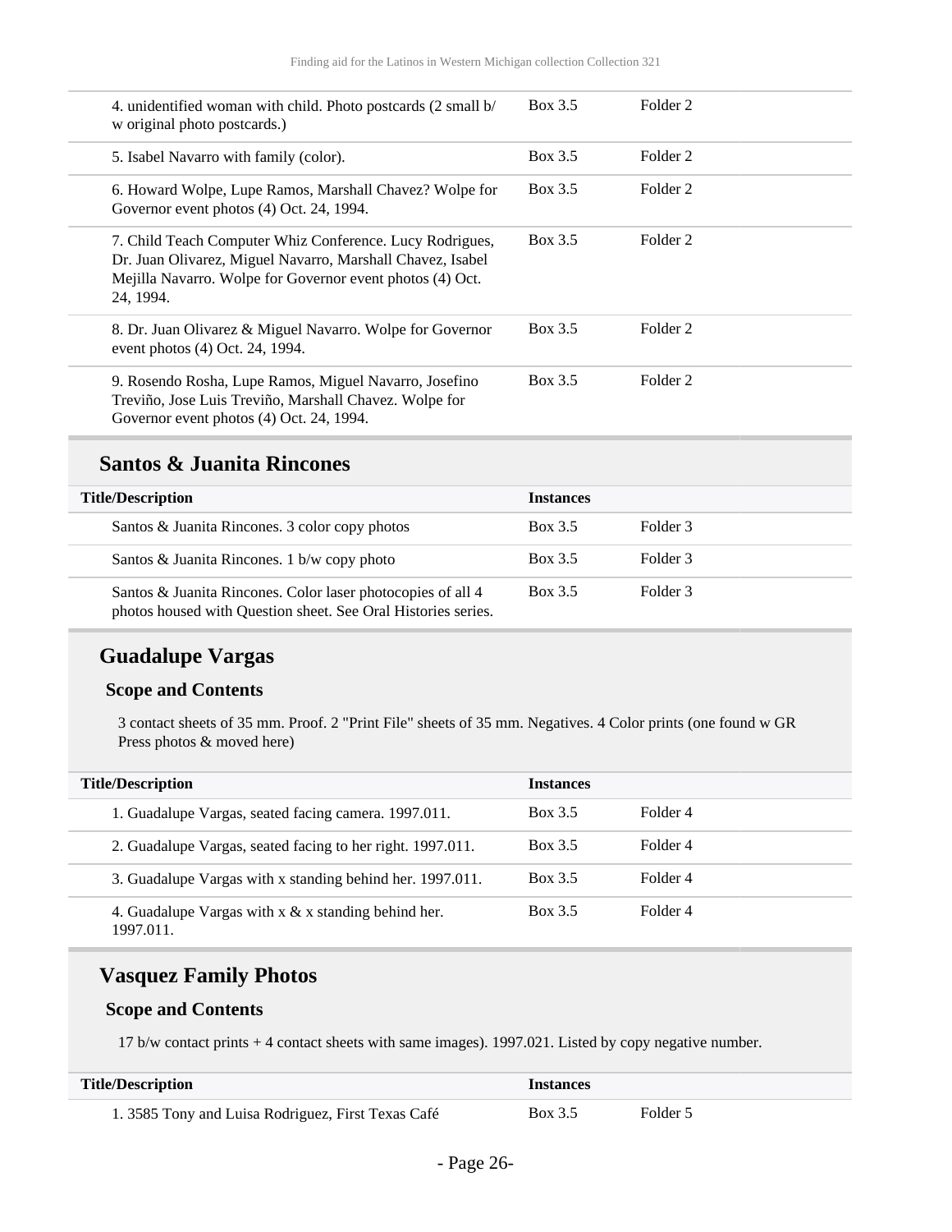| Title/Description | Instances | |
|---|---|---|
| 4. unidentified woman with child. Photo postcards (2 small b/w original photo postcards.) | Box 3.5 | Folder 2 |
| 5. Isabel Navarro with family (color). | Box 3.5 | Folder 2 |
| 6. Howard Wolpe, Lupe Ramos, Marshall Chavez? Wolpe for Governor event photos (4) Oct. 24, 1994. | Box 3.5 | Folder 2 |
| 7. Child Teach Computer Whiz Conference. Lucy Rodrigues, Dr. Juan Olivarez, Miguel Navarro, Marshall Chavez, Isabel Mejilla Navarro. Wolpe for Governor event photos (4) Oct. 24, 1994. | Box 3.5 | Folder 2 |
| 8. Dr. Juan Olivarez & Miguel Navarro. Wolpe for Governor event photos (4) Oct. 24, 1994. | Box 3.5 | Folder 2 |
| 9. Rosendo Rosha, Lupe Ramos, Miguel Navarro, Josefino Treviño, Jose Luis Treviño, Marshall Chavez. Wolpe for Governor event photos (4) Oct. 24, 1994. | Box 3.5 | Folder 2 |

## Santos & Juanita Rincones

| Title/Description | Instances | |
|---|---|---|
| Santos & Juanita Rincones. 3 color copy photos | Box 3.5 | Folder 3 |
| Santos & Juanita Rincones. 1 b/w copy photo | Box 3.5 | Folder 3 |
| Santos & Juanita Rincones. Color laser photocopies of all 4 photos housed with Question sheet. See Oral Histories series. | Box 3.5 | Folder 3 |

## Guadalupe Vargas

### Scope and Contents

3 contact sheets of 35 mm. Proof. 2 "Print File" sheets of 35 mm. Negatives. 4 Color prints (one found w GR Press photos & moved here)

| Title/Description | Instances | |
|---|---|---|
| 1. Guadalupe Vargas, seated facing camera. 1997.011. | Box 3.5 | Folder 4 |
| 2. Guadalupe Vargas, seated facing to her right. 1997.011. | Box 3.5 | Folder 4 |
| 3. Guadalupe Vargas with x standing behind her. 1997.011. | Box 3.5 | Folder 4 |
| 4. Guadalupe Vargas with x & x standing behind her. 1997.011. | Box 3.5 | Folder 4 |

## Vasquez Family Photos

### Scope and Contents

17 b/w contact prints + 4 contact sheets with same images). 1997.021. Listed by copy negative number.

| Title/Description | Instances | |
|---|---|---|
| 1. 3585 Tony and Luisa Rodriguez, First Texas Café | Box 3.5 | Folder 5 |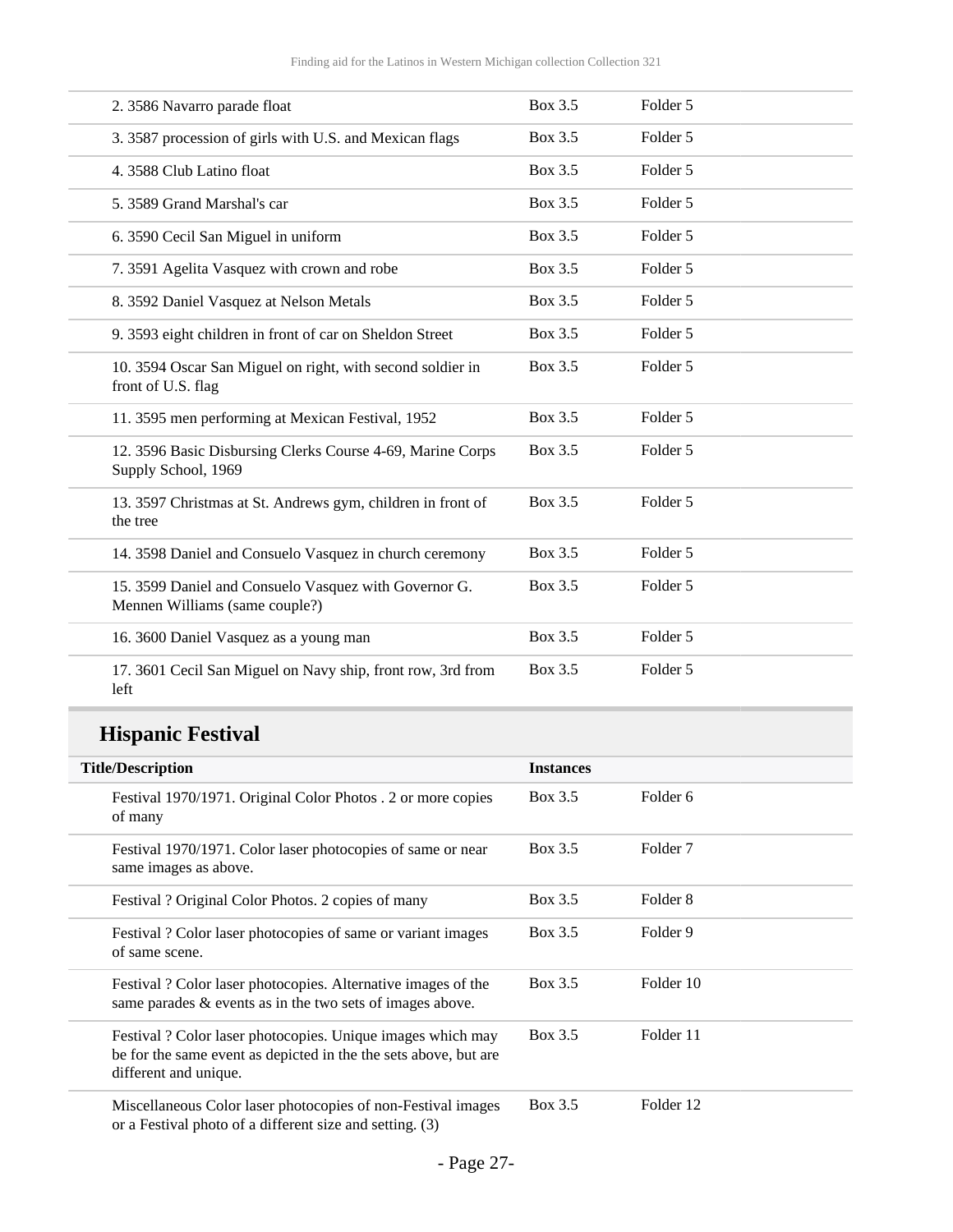| | | |
|---|---|---|
| 2. 3586 Navarro parade float | Box 3.5 | Folder 5 |
| 3. 3587 procession of girls with U.S. and Mexican flags | Box 3.5 | Folder 5 |
| 4. 3588 Club Latino float | Box 3.5 | Folder 5 |
| 5. 3589 Grand Marshal's car | Box 3.5 | Folder 5 |
| 6. 3590 Cecil San Miguel in uniform | Box 3.5 | Folder 5 |
| 7. 3591 Agelita Vasquez with crown and robe | Box 3.5 | Folder 5 |
| 8. 3592 Daniel Vasquez at Nelson Metals | Box 3.5 | Folder 5 |
| 9. 3593 eight children in front of car on Sheldon Street | Box 3.5 | Folder 5 |
| 10. 3594 Oscar San Miguel on right, with second soldier in front of U.S. flag | Box 3.5 | Folder 5 |
| 11. 3595 men performing at Mexican Festival, 1952 | Box 3.5 | Folder 5 |
| 12. 3596 Basic Disbursing Clerks Course 4-69, Marine Corps Supply School, 1969 | Box 3.5 | Folder 5 |
| 13. 3597 Christmas at St. Andrews gym, children in front of the tree | Box 3.5 | Folder 5 |
| 14. 3598 Daniel and Consuelo Vasquez in church ceremony | Box 3.5 | Folder 5 |
| 15. 3599 Daniel and Consuelo Vasquez with Governor G. Mennen Williams (same couple?) | Box 3.5 | Folder 5 |
| 16. 3600 Daniel Vasquez as a young man | Box 3.5 | Folder 5 |
| 17. 3601 Cecil San Miguel on Navy ship, front row, 3rd from left | Box 3.5 | Folder 5 |

## Hispanic Festival

| Title/Description | Instances | |
|---|---|---|
| Festival 1970/1971. Original Color Photos . 2 or more copies of many | Box 3.5 | Folder 6 |
| Festival 1970/1971. Color laser photocopies of same or near same images as above. | Box 3.5 | Folder 7 |
| Festival ? Original Color Photos. 2 copies of many | Box 3.5 | Folder 8 |
| Festival ? Color laser photocopies of same or variant images of same scene. | Box 3.5 | Folder 9 |
| Festival ? Color laser photocopies. Alternative images of the same parades & events as in the two sets of images above. | Box 3.5 | Folder 10 |
| Festival ? Color laser photocopies. Unique images which may be for the same event as depicted in the the sets above, but are different and unique. | Box 3.5 | Folder 11 |
| Miscellaneous Color laser photocopies of non-Festival images or a Festival photo of a different size and setting. (3) | Box 3.5 | Folder 12 |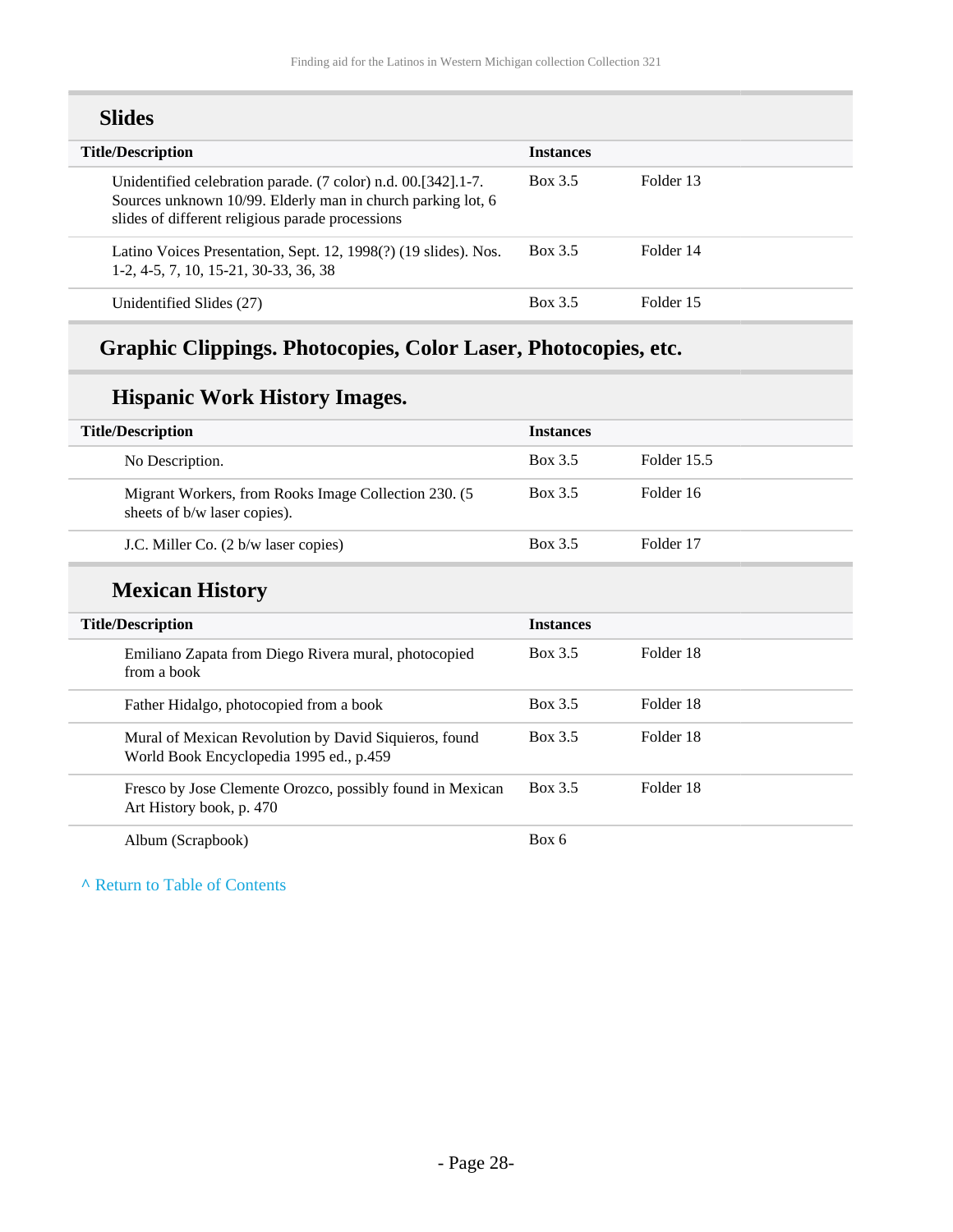## Slides

| Title/Description | Instances | |
|---|---|---|
| Unidentified celebration parade. (7 color) n.d. 00.[342].1-7. Sources unknown 10/99. Elderly man in church parking lot, 6 slides of different religious parade processions | Box 3.5 | Folder 13 |
| Latino Voices Presentation, Sept. 12, 1998(?) (19 slides). Nos. 1-2, 4-5, 7, 10, 15-21, 30-33, 36, 38 | Box 3.5 | Folder 14 |
| Unidentified Slides (27) | Box 3.5 | Folder 15 |

## Graphic Clippings. Photocopies, Color Laser, Photocopies, etc.

### Hispanic Work History Images.

| Title/Description | Instances | |
|---|---|---|
| No Description. | Box 3.5 | Folder 15.5 |
| Migrant Workers, from Rooks Image Collection 230. (5 sheets of b/w laser copies). | Box 3.5 | Folder 16 |
| J.C. Miller Co. (2 b/w laser copies) | Box 3.5 | Folder 17 |

### Mexican History

| Title/Description | Instances | |
|---|---|---|
| Emiliano Zapata from Diego Rivera mural, photocopied from a book | Box 3.5 | Folder 18 |
| Father Hidalgo, photocopied from a book | Box 3.5 | Folder 18 |
| Mural of Mexican Revolution by David Siquieros, found World Book Encyclopedia 1995 ed., p.459 | Box 3.5 | Folder 18 |
| Fresco by Jose Clemente Orozco, possibly found in Mexican Art History book, p. 470 | Box 3.5 | Folder 18 |
| Album (Scrapbook) | Box 6 | |

^ Return to Table of Contents